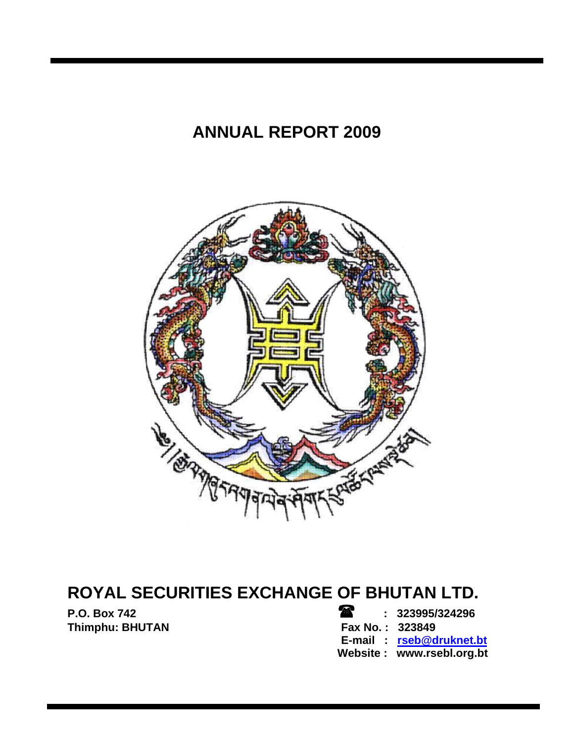# ANNUAL REPORT 2009

# ROYAL SECURITIES EXCHANGE OF BHUTAN LTD.

**P.O. Box 742**
**Thimphu: BHUTAN**

**☎ : 323995/324296**
**Fax No. : 323849**
**E-mail : rseb@druknet.bt**
**Website : www.rsebl.org.bt**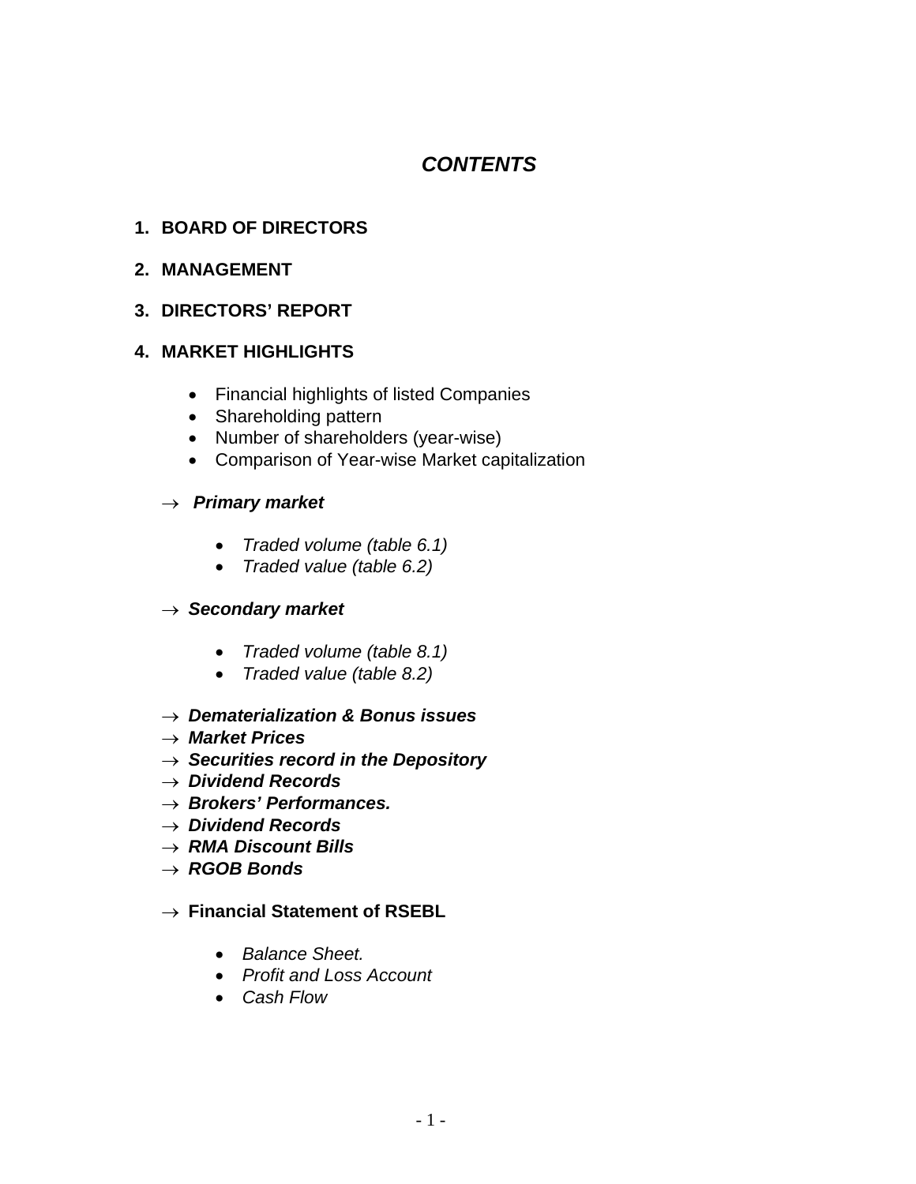# *CONTENTS*

1. **BOARD OF DIRECTORS**
2. **MANAGEMENT**
3. **DIRECTORS' REPORT**
4. **MARKET HIGHLIGHTS**

   - Financial highlights of listed Companies
   - Shareholding pattern
   - Number of shareholders (year-wise)
   - Comparison of Year-wise Market capitalization

→ ***Primary market***

- *Traded volume (table 6.1)*
- *Traded value (table 6.2)*

→ ***Secondary market***

- *Traded volume (table 8.1)*
- *Traded value (table 8.2)*

→ ***Dematerialization & Bonus issues***
→ ***Market Prices***
→ ***Securities record in the Depository***
→ ***Dividend Records***
→ ***Brokers' Performances.***
→ ***Dividend Records***
→ ***RMA Discount Bills***
→ ***RGOB Bonds***

→ **Financial Statement of RSEBL**

- *Balance Sheet.*
- *Profit and Loss Account*
- *Cash Flow*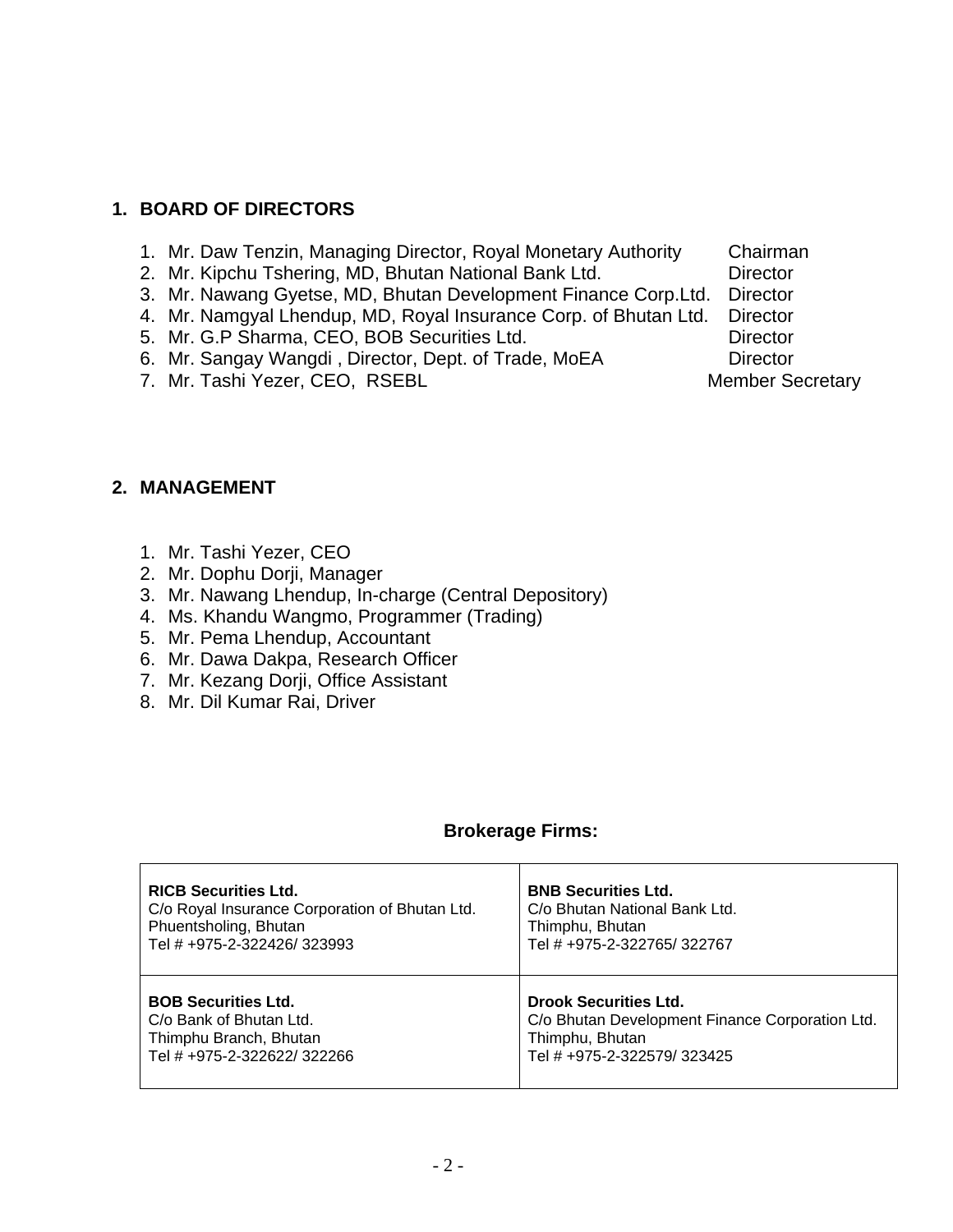## 1. BOARD OF DIRECTORS

1. Mr. Daw Tenzin, Managing Director, Royal Monetary Authority — Chairman
2. Mr. Kipchu Tshering, MD, Bhutan National Bank Ltd. — Director
3. Mr. Nawang Gyetse, MD, Bhutan Development Finance Corp.Ltd. — Director
4. Mr. Namgyal Lhendup, MD, Royal Insurance Corp. of Bhutan Ltd. — Director
5. Mr. G.P Sharma, CEO, BOB Securities Ltd. — Director
6. Mr. Sangay Wangdi , Director, Dept. of Trade, MoEA — Director
7. Mr. Tashi Yezer, CEO, RSEBL — Member Secretary

## 2. MANAGEMENT

1. Mr. Tashi Yezer, CEO
2. Mr. Dophu Dorji, Manager
3. Mr. Nawang Lhendup, In-charge (Central Depository)
4. Ms. Khandu Wangmo, Programmer (Trading)
5. Mr. Pema Lhendup, Accountant
6. Mr. Dawa Dakpa, Research Officer
7. Mr. Kezang Dorji, Office Assistant
8. Mr. Dil Kumar Rai, Driver

### Brokerage Firms:

| | |
|---|---|
| **RICB Securities Ltd.**<br>C/o Royal Insurance Corporation of Bhutan Ltd.<br>Phuentsholing, Bhutan<br>Tel # +975-2-322426/ 323993 | **BNB Securities Ltd.**<br>C/o Bhutan National Bank Ltd.<br>Thimphu, Bhutan<br>Tel # +975-2-322765/ 322767 |
| **BOB Securities Ltd.**<br>C/o Bank of Bhutan Ltd.<br>Thimphu Branch, Bhutan<br>Tel # +975-2-322622/ 322266 | **Drook Securities Ltd.**<br>C/o Bhutan Development Finance Corporation Ltd.<br>Thimphu, Bhutan<br>Tel # +975-2-322579/ 323425 |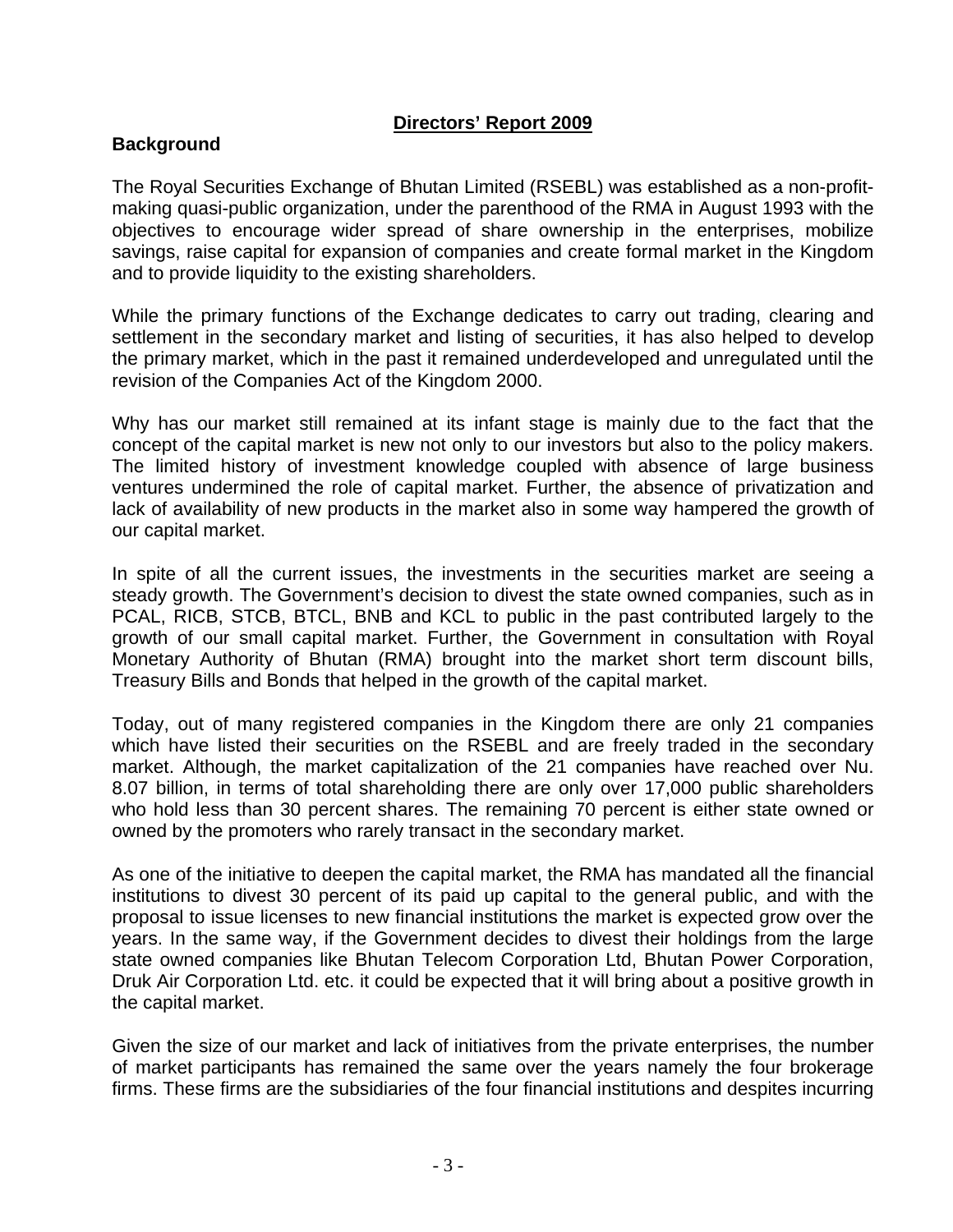## Directors' Report 2009

### Background

The Royal Securities Exchange of Bhutan Limited (RSEBL) was established as a non-profit-making quasi-public organization, under the parenthood of the RMA in August 1993 with the objectives to encourage wider spread of share ownership in the enterprises, mobilize savings, raise capital for expansion of companies and create formal market in the Kingdom and to provide liquidity to the existing shareholders.

While the primary functions of the Exchange dedicates to carry out trading, clearing and settlement in the secondary market and listing of securities, it has also helped to develop the primary market, which in the past it remained underdeveloped and unregulated until the revision of the Companies Act of the Kingdom 2000.

Why has our market still remained at its infant stage is mainly due to the fact that the concept of the capital market is new not only to our investors but also to the policy makers. The limited history of investment knowledge coupled with absence of large business ventures undermined the role of capital market. Further, the absence of privatization and lack of availability of new products in the market also in some way hampered the growth of our capital market.

In spite of all the current issues, the investments in the securities market are seeing a steady growth. The Government's decision to divest the state owned companies, such as in PCAL, RICB, STCB, BTCL, BNB and KCL to public in the past contributed largely to the growth of our small capital market. Further, the Government in consultation with Royal Monetary Authority of Bhutan (RMA) brought into the market short term discount bills, Treasury Bills and Bonds that helped in the growth of the capital market.

Today, out of many registered companies in the Kingdom there are only 21 companies which have listed their securities on the RSEBL and are freely traded in the secondary market. Although, the market capitalization of the 21 companies have reached over Nu. 8.07 billion, in terms of total shareholding there are only over 17,000 public shareholders who hold less than 30 percent shares. The remaining 70 percent is either state owned or owned by the promoters who rarely transact in the secondary market.

As one of the initiative to deepen the capital market, the RMA has mandated all the financial institutions to divest 30 percent of its paid up capital to the general public, and with the proposal to issue licenses to new financial institutions the market is expected grow over the years. In the same way, if the Government decides to divest their holdings from the large state owned companies like Bhutan Telecom Corporation Ltd, Bhutan Power Corporation, Druk Air Corporation Ltd. etc. it could be expected that it will bring about a positive growth in the capital market.

Given the size of our market and lack of initiatives from the private enterprises, the number of market participants has remained the same over the years namely the four brokerage firms. These firms are the subsidiaries of the four financial institutions and despites incurring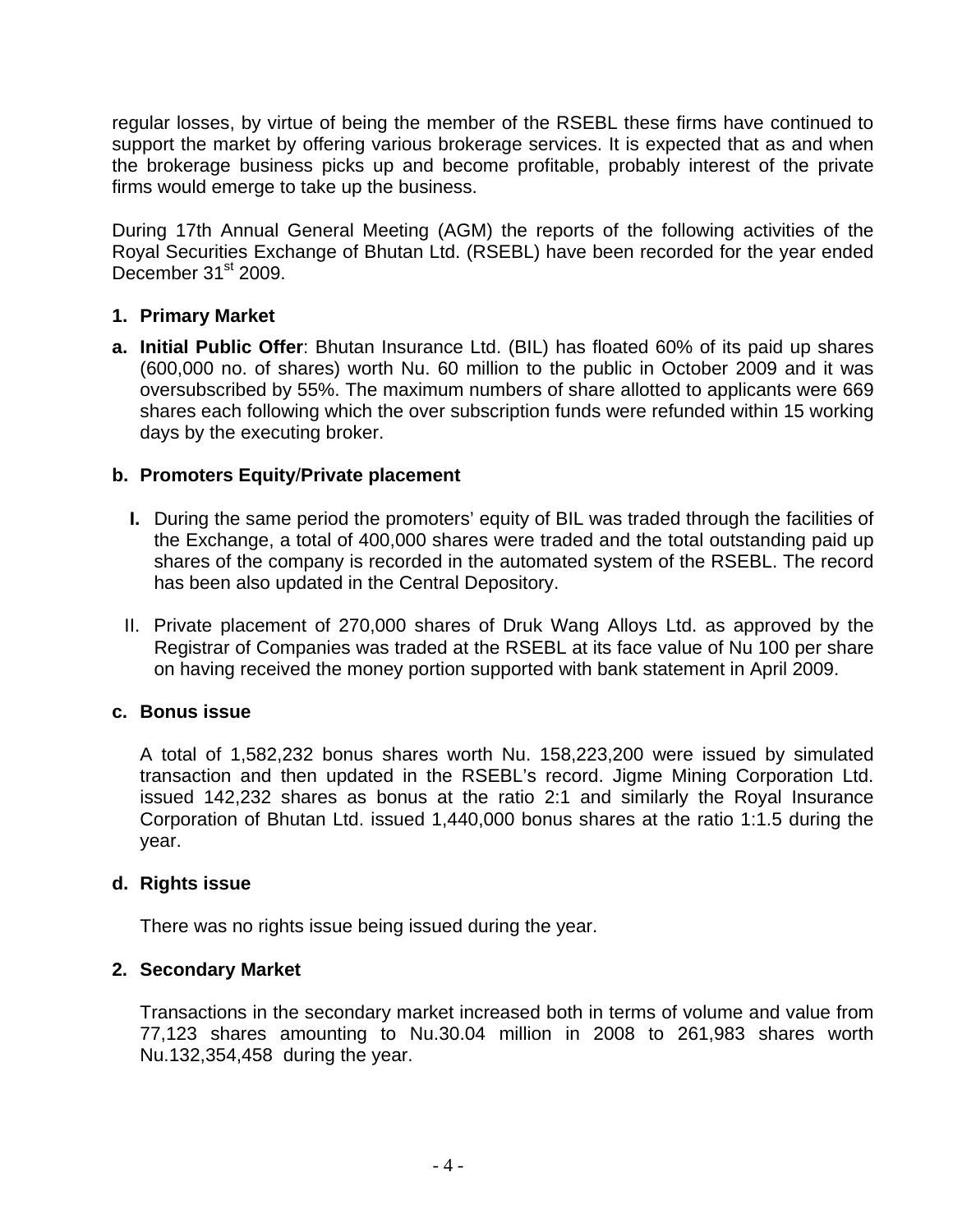regular losses, by virtue of being the member of the RSEBL these firms have continued to support the market by offering various brokerage services. It is expected that as and when the brokerage business picks up and become profitable, probably interest of the private firms would emerge to take up the business.

During 17th Annual General Meeting (AGM) the reports of the following activities of the Royal Securities Exchange of Bhutan Ltd. (RSEBL) have been recorded for the year ended December 31st 2009.

**1. Primary Market**

**a. Initial Public Offer**: Bhutan Insurance Ltd. (BIL) has floated 60% of its paid up shares (600,000 no. of shares) worth Nu. 60 million to the public in October 2009 and it was oversubscribed by 55%. The maximum numbers of share allotted to applicants were 669 shares each following which the over subscription funds were refunded within 15 working days by the executing broker.

**b. Promoters Equity/Private placement**

**I.** During the same period the promoters' equity of BIL was traded through the facilities of the Exchange, a total of 400,000 shares were traded and the total outstanding paid up shares of the company is recorded in the automated system of the RSEBL. The record has been also updated in the Central Depository.

II. Private placement of 270,000 shares of Druk Wang Alloys Ltd. as approved by the Registrar of Companies was traded at the RSEBL at its face value of Nu 100 per share on having received the money portion supported with bank statement in April 2009.

**c. Bonus issue**

A total of 1,582,232 bonus shares worth Nu. 158,223,200 were issued by simulated transaction and then updated in the RSEBL's record. Jigme Mining Corporation Ltd. issued 142,232 shares as bonus at the ratio 2:1 and similarly the Royal Insurance Corporation of Bhutan Ltd. issued 1,440,000 bonus shares at the ratio 1:1.5 during the year.

**d. Rights issue**

There was no rights issue being issued during the year.

**2. Secondary Market**

Transactions in the secondary market increased both in terms of volume and value from 77,123 shares amounting to Nu.30.04 million in 2008 to 261,983 shares worth Nu.132,354,458 during the year.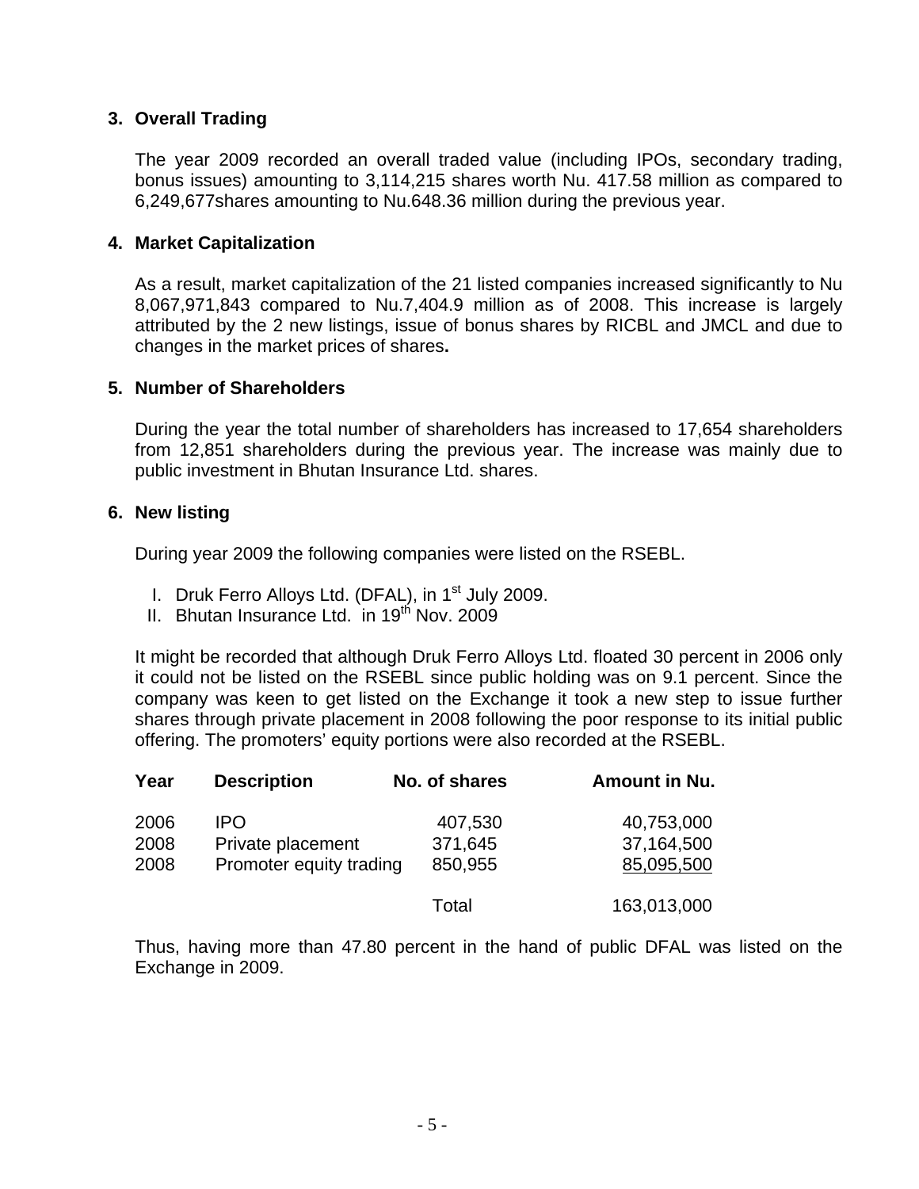## 3. Overall Trading

The year 2009 recorded an overall traded value (including IPOs, secondary trading, bonus issues) amounting to 3,114,215 shares worth Nu. 417.58 million as compared to 6,249,677shares amounting to Nu.648.36 million during the previous year.

## 4. Market Capitalization

As a result, market capitalization of the 21 listed companies increased significantly to Nu 8,067,971,843 compared to Nu.7,404.9 million as of 2008. This increase is largely attributed by the 2 new listings, issue of bonus shares by RICBL and JMCL and due to changes in the market prices of shares**.**

## 5. Number of Shareholders

During the year the total number of shareholders has increased to 17,654 shareholders from 12,851 shareholders during the previous year. The increase was mainly due to public investment in Bhutan Insurance Ltd. shares.

## 6. New listing

During year 2009 the following companies were listed on the RSEBL.

I. Druk Ferro Alloys Ltd. (DFAL), in 1st July 2009.
II. Bhutan Insurance Ltd. in 19th Nov. 2009

It might be recorded that although Druk Ferro Alloys Ltd. floated 30 percent in 2006 only it could not be listed on the RSEBL since public holding was on 9.1 percent. Since the company was keen to get listed on the Exchange it took a new step to issue further shares through private placement in 2008 following the poor response to its initial public offering. The promoters' equity portions were also recorded at the RSEBL.

| Year | Description | No. of shares | Amount in Nu. |
|---|---|---|---|
| 2006 | IPO | 407,530 | 40,753,000 |
| 2008 | Private placement | 371,645 | 37,164,500 |
| 2008 | Promoter equity trading | 850,955 | 85,095,500 |
| | | Total | 163,013,000 |

Thus, having more than 47.80 percent in the hand of public DFAL was listed on the Exchange in 2009.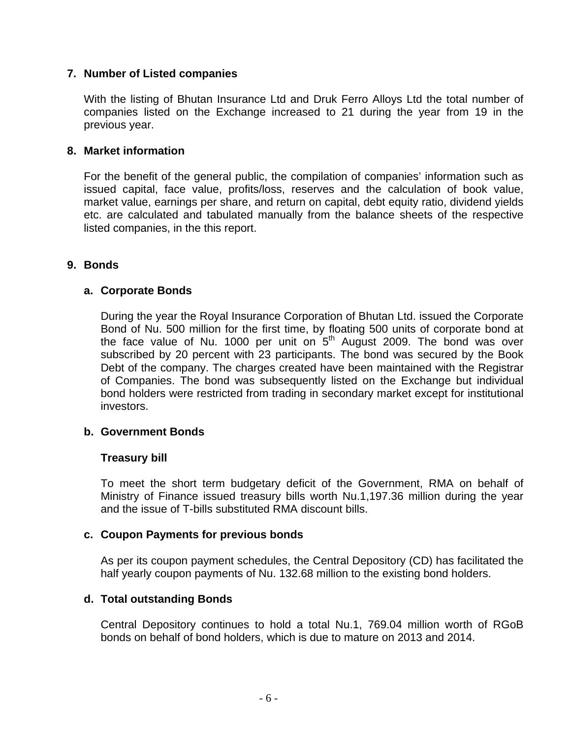## 7. Number of Listed companies

With the listing of Bhutan Insurance Ltd and Druk Ferro Alloys Ltd the total number of companies listed on the Exchange increased to 21 during the year from 19 in the previous year.

## 8. Market information

For the benefit of the general public, the compilation of companies' information such as issued capital, face value, profits/loss, reserves and the calculation of book value, market value, earnings per share, and return on capital, debt equity ratio, dividend yields etc. are calculated and tabulated manually from the balance sheets of the respective listed companies, in the this report.

## 9. Bonds

### a. Corporate Bonds

During the year the Royal Insurance Corporation of Bhutan Ltd. issued the Corporate Bond of Nu. 500 million for the first time, by floating 500 units of corporate bond at the face value of Nu. 1000 per unit on 5th August 2009. The bond was over subscribed by 20 percent with 23 participants. The bond was secured by the Book Debt of the company. The charges created have been maintained with the Registrar of Companies. The bond was subsequently listed on the Exchange but individual bond holders were restricted from trading in secondary market except for institutional investors.

### b. Government Bonds

**Treasury bill**

To meet the short term budgetary deficit of the Government, RMA on behalf of Ministry of Finance issued treasury bills worth Nu.1,197.36 million during the year and the issue of T-bills substituted RMA discount bills.

### c. Coupon Payments for previous bonds

As per its coupon payment schedules, the Central Depository (CD) has facilitated the half yearly coupon payments of Nu. 132.68 million to the existing bond holders.

### d. Total outstanding Bonds

Central Depository continues to hold a total Nu.1, 769.04 million worth of RGoB bonds on behalf of bond holders, which is due to mature on 2013 and 2014.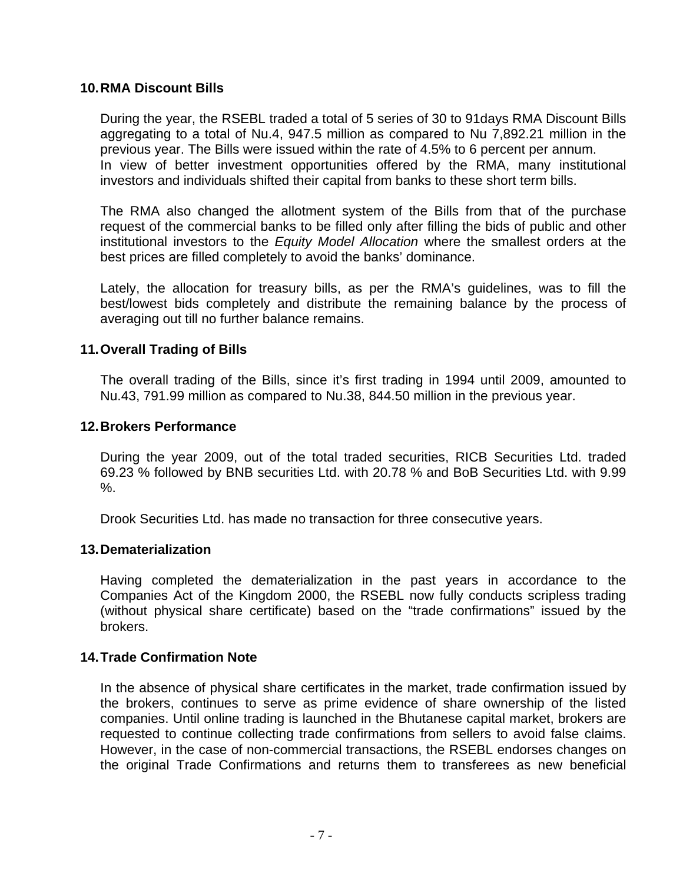## 10. RMA Discount Bills

During the year, the RSEBL traded a total of 5 series of 30 to 91days RMA Discount Bills aggregating to a total of Nu.4, 947.5 million as compared to Nu 7,892.21 million in the previous year. The Bills were issued within the rate of 4.5% to 6 percent per annum. In view of better investment opportunities offered by the RMA, many institutional investors and individuals shifted their capital from banks to these short term bills.

The RMA also changed the allotment system of the Bills from that of the purchase request of the commercial banks to be filled only after filling the bids of public and other institutional investors to the *Equity Model Allocation* where the smallest orders at the best prices are filled completely to avoid the banks' dominance.

Lately, the allocation for treasury bills, as per the RMA's guidelines, was to fill the best/lowest bids completely and distribute the remaining balance by the process of averaging out till no further balance remains.

## 11. Overall Trading of Bills

The overall trading of the Bills, since it's first trading in 1994 until 2009, amounted to Nu.43, 791.99 million as compared to Nu.38, 844.50 million in the previous year.

## 12. Brokers Performance

During the year 2009, out of the total traded securities, RICB Securities Ltd. traded 69.23 % followed by BNB securities Ltd. with 20.78 % and BoB Securities Ltd. with 9.99 %.

Drook Securities Ltd. has made no transaction for three consecutive years.

## 13. Dematerialization

Having completed the dematerialization in the past years in accordance to the Companies Act of the Kingdom 2000, the RSEBL now fully conducts scripless trading (without physical share certificate) based on the "trade confirmations" issued by the brokers.

## 14. Trade Confirmation Note

In the absence of physical share certificates in the market, trade confirmation issued by the brokers, continues to serve as prime evidence of share ownership of the listed companies. Until online trading is launched in the Bhutanese capital market, brokers are requested to continue collecting trade confirmations from sellers to avoid false claims. However, in the case of non-commercial transactions, the RSEBL endorses changes on the original Trade Confirmations and returns them to transferees as new beneficial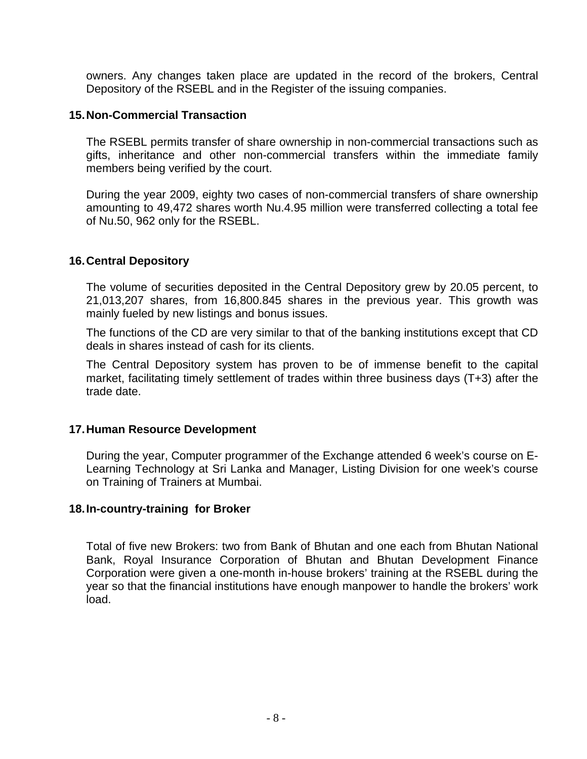owners. Any changes taken place are updated in the record of the brokers, Central Depository of the RSEBL and in the Register of the issuing companies.

## 15. Non-Commercial Transaction

The RSEBL permits transfer of share ownership in non-commercial transactions such as gifts, inheritance and other non-commercial transfers within the immediate family members being verified by the court.

During the year 2009, eighty two cases of non-commercial transfers of share ownership amounting to 49,472 shares worth Nu.4.95 million were transferred collecting a total fee of Nu.50, 962 only for the RSEBL.

## 16. Central Depository

The volume of securities deposited in the Central Depository grew by 20.05 percent, to 21,013,207 shares, from 16,800.845 shares in the previous year. This growth was mainly fueled by new listings and bonus issues.

The functions of the CD are very similar to that of the banking institutions except that CD deals in shares instead of cash for its clients.

The Central Depository system has proven to be of immense benefit to the capital market, facilitating timely settlement of trades within three business days (T+3) after the trade date.

## 17. Human Resource Development

During the year, Computer programmer of the Exchange attended 6 week's course on E-Learning Technology at Sri Lanka and Manager, Listing Division for one week's course on Training of Trainers at Mumbai.

## 18. In-country-training for Broker

Total of five new Brokers: two from Bank of Bhutan and one each from Bhutan National Bank, Royal Insurance Corporation of Bhutan and Bhutan Development Finance Corporation were given a one-month in-house brokers' training at the RSEBL during the year so that the financial institutions have enough manpower to handle the brokers' work load.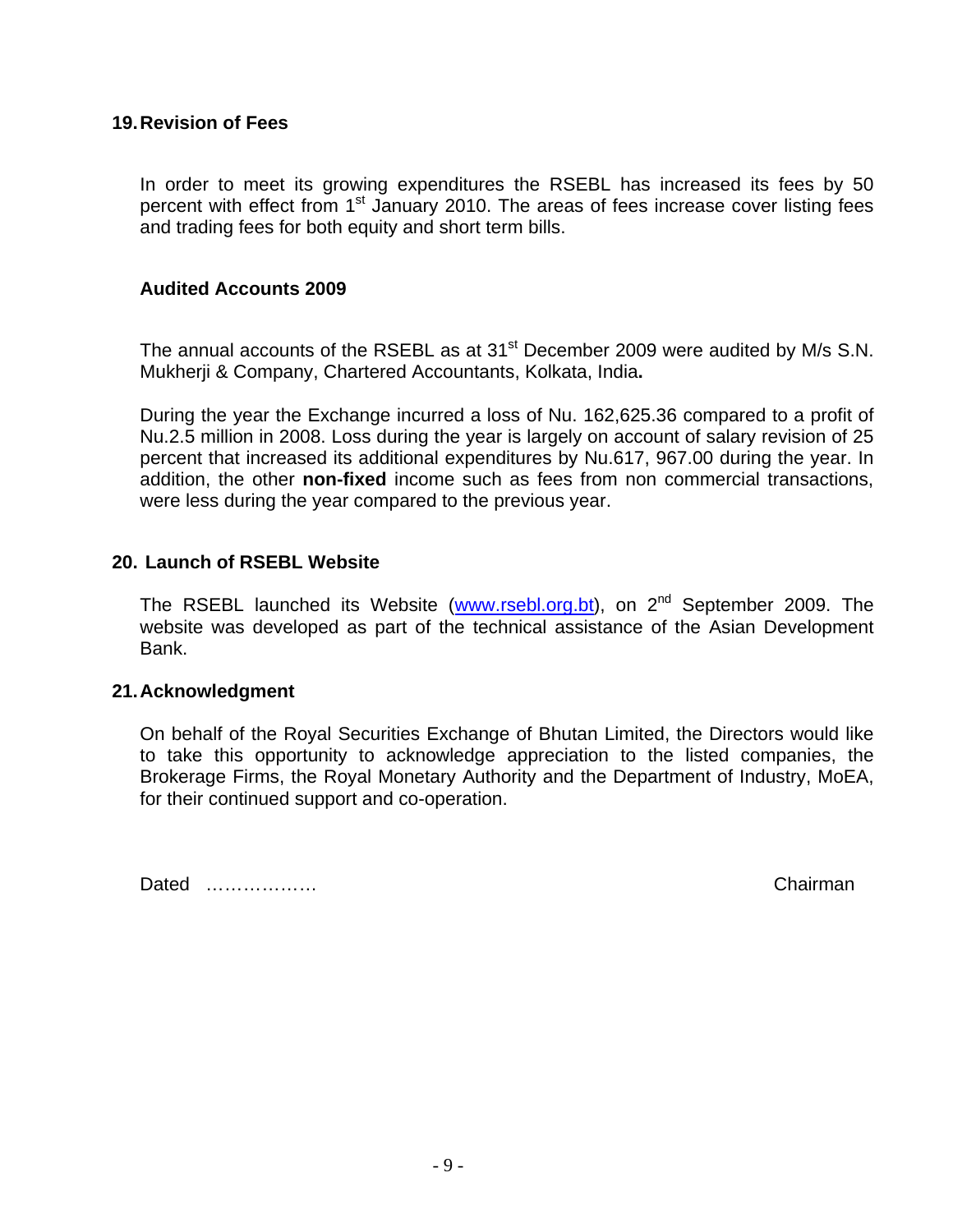## 19. Revision of Fees

In order to meet its growing expenditures the RSEBL has increased its fees by 50 percent with effect from 1st January 2010. The areas of fees increase cover listing fees and trading fees for both equity and short term bills.

### Audited Accounts 2009

The annual accounts of the RSEBL as at 31st December 2009 were audited by M/s S.N. Mukherji & Company, Chartered Accountants, Kolkata, India**.**

During the year the Exchange incurred a loss of Nu. 162,625.36 compared to a profit of Nu.2.5 million in 2008. Loss during the year is largely on account of salary revision of 25 percent that increased its additional expenditures by Nu.617, 967.00 during the year. In addition, the other **non-fixed** income such as fees from non commercial transactions, were less during the year compared to the previous year.

## 20. Launch of RSEBL Website

The RSEBL launched its Website (www.rsebl.org.bt), on 2nd September 2009. The website was developed as part of the technical assistance of the Asian Development Bank.

## 21. Acknowledgment

On behalf of the Royal Securities Exchange of Bhutan Limited, the Directors would like to take this opportunity to acknowledge appreciation to the listed companies, the Brokerage Firms, the Royal Monetary Authority and the Department of Industry, MoEA, for their continued support and co-operation.

Dated ……………… Chairman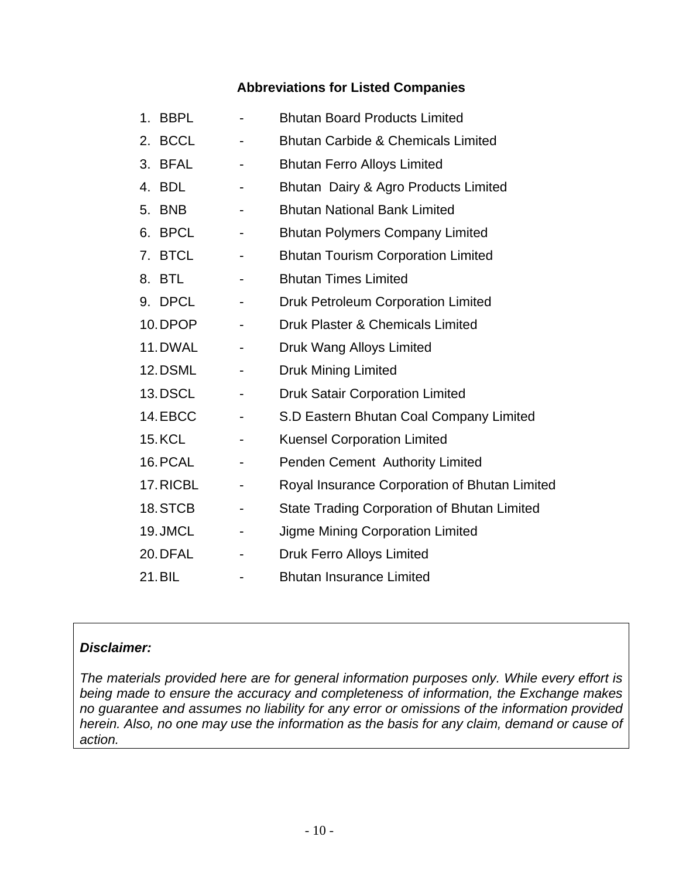### Abbreviations for Listed Companies

1. BBPL - Bhutan Board Products Limited
2. BCCL - Bhutan Carbide & Chemicals Limited
3. BFAL - Bhutan Ferro Alloys Limited
4. BDL - Bhutan Dairy & Agro Products Limited
5. BNB - Bhutan National Bank Limited
6. BPCL - Bhutan Polymers Company Limited
7. BTCL - Bhutan Tourism Corporation Limited
8. BTL - Bhutan Times Limited
9. DPCL - Druk Petroleum Corporation Limited
10. DPOP - Druk Plaster & Chemicals Limited
11. DWAL - Druk Wang Alloys Limited
12. DSML - Druk Mining Limited
13. DSCL - Druk Satair Corporation Limited
14. EBCC - S.D Eastern Bhutan Coal Company Limited
15. KCL - Kuensel Corporation Limited
16. PCAL - Penden Cement Authority Limited
17. RICBL - Royal Insurance Corporation of Bhutan Limited
18. STCB - State Trading Corporation of Bhutan Limited
19. JMCL - Jigme Mining Corporation Limited
20. DFAL - Druk Ferro Alloys Limited
21. BIL - Bhutan Insurance Limited

***Disclaimer:***

*The materials provided here are for general information purposes only. While every effort is being made to ensure the accuracy and completeness of information, the Exchange makes no guarantee and assumes no liability for any error or omissions of the information provided herein. Also, no one may use the information as the basis for any claim, demand or cause of action.*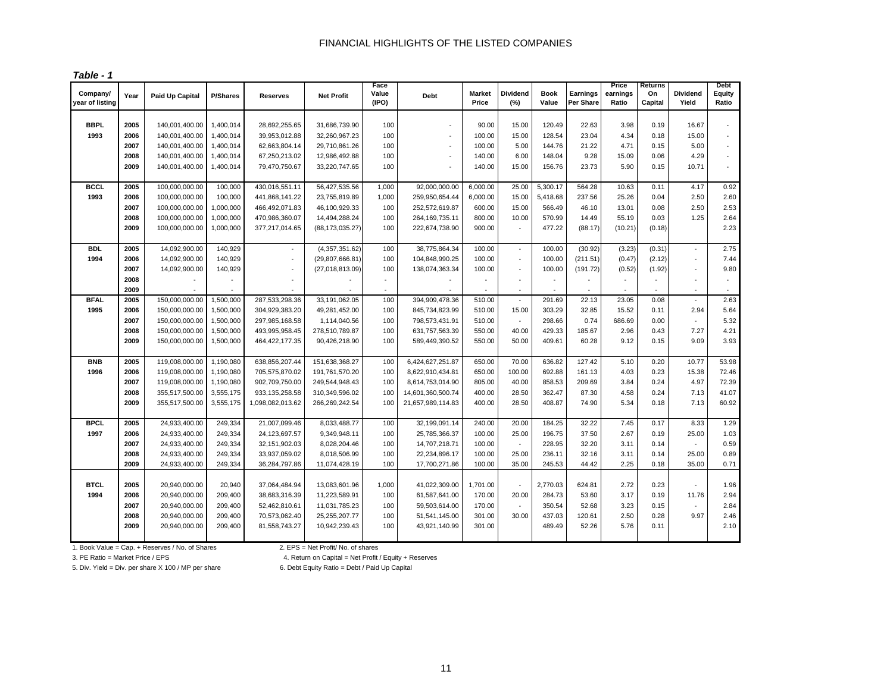## FINANCIAL HIGHLIGHTS OF THE LISTED COMPANIES

***Table - 1***

| Company/ year of listing | Year | Paid Up Capital | P/Shares | Reserves | Net Profit | Face Value (IPO) | Debt | Market Price | Dividend (%) | Book Value | Earnings Per Share | Price earnings Ratio | Returns On Capital | Dividend Yield | Debt Equity Ratio |
|---|---|---|---|---|---|---|---|---|---|---|---|---|---|---|---|
| **BBPL** | **2005** | 140,001,400.00 | 1,400,014 | 28,692,255.65 | 31,686,739.90 | 100 | - | 90.00 | 15.00 | 120.49 | 22.63 | 3.98 | 0.19 | 16.67 | - |
| **1993** | **2006** | 140,001,400.00 | 1,400,014 | 39,953,012.88 | 32,260,967.23 | 100 | - | 100.00 | 15.00 | 128.54 | 23.04 | 4.34 | 0.18 | 15.00 | - |
| | **2007** | 140,001,400.00 | 1,400,014 | 62,663,804.14 | 29,710,861.26 | 100 | - | 100.00 | 5.00 | 144.76 | 21.22 | 4.71 | 0.15 | 5.00 | - |
| | **2008** | 140,001,400.00 | 1,400,014 | 67,250,213.02 | 12,986,492.88 | 100 | - | 140.00 | 6.00 | 148.04 | 9.28 | 15.09 | 0.06 | 4.29 | - |
| | **2009** | 140,001,400.00 | 1,400,014 | 79,470,750.67 | 33,220,747.65 | 100 | - | 140.00 | 15.00 | 156.76 | 23.73 | 5.90 | 0.15 | 10.71 | - |
| **BCCL** | **2005** | 100,000,000.00 | 100,000 | 430,016,551.11 | 56,427,535.56 | 1,000 | 92,000,000.00 | 6,000.00 | 25.00 | 5,300.17 | 564.28 | 10.63 | 0.11 | 4.17 | 0.92 |
| **1993** | **2006** | 100,000,000.00 | 100,000 | 441,868,141.22 | 23,755,819.89 | 1,000 | 259,950,654.44 | 6,000.00 | 15.00 | 5,418.68 | 237.56 | 25.26 | 0.04 | 2.50 | 2.60 |
| | **2007** | 100,000,000.00 | 1,000,000 | 466,492,071.83 | 46,100,929.33 | 100 | 252,572,619.87 | 600.00 | 15.00 | 566.49 | 46.10 | 13.01 | 0.08 | 2.50 | 2.53 |
| | **2008** | 100,000,000.00 | 1,000,000 | 470,986,360.07 | 14,494,288.24 | 100 | 264,169,735.11 | 800.00 | 10.00 | 570.99 | 14.49 | 55.19 | 0.03 | 1.25 | 2.64 |
| | **2009** | 100,000,000.00 | 1,000,000 | 377,217,014.65 | (88,173,035.27) | 100 | 222,674,738.90 | 900.00 | - | 477.22 | (88.17) | (10.21) | (0.18) | | 2.23 |
| **BDL** | **2005** | 14,092,900.00 | 140,929 | - | (4,357,351.62) | 100 | 38,775,864.34 | 100.00 | - | 100.00 | (30.92) | (3.23) | (0.31) | - | 2.75 |
| **1994** | **2006** | 14,092,900.00 | 140,929 | - | (29,807,666.81) | 100 | 104,848,990.25 | 100.00 | - | 100.00 | (211.51) | (0.47) | (2.12) | - | 7.44 |
| | **2007** | 14,092,900.00 | 140,929 | - | (27,018,813.09) | 100 | 138,074,363.34 | 100.00 | - | 100.00 | (191.72) | (0.52) | (1.92) | - | 9.80 |
| | **2008** | - | - | - | - | - | - | - | - | - | - | - | - | - | - |
| | **2009** | - | - | - | - | - | - | - | - | - | - | - | - | - | - |
| **BFAL** | **2005** | 150,000,000.00 | 1,500,000 | 287,533,298.36 | 33,191,062.05 | 100 | 394,909,478.36 | 510.00 | - | 291.69 | 22.13 | 23.05 | 0.08 | - | 2.63 |
| **1995** | **2006** | 150,000,000.00 | 1,500,000 | 304,929,383.20 | 49,281,452.00 | 100 | 845,734,823.99 | 510.00 | 15.00 | 303.29 | 32.85 | 15.52 | 0.11 | 2.94 | 5.64 |
| | **2007** | 150,000,000.00 | 1,500,000 | 297,985,168.58 | 1,114,040.56 | 100 | 798,573,431.91 | 510.00 | - | 298.66 | 0.74 | 686.69 | 0.00 | - | 5.32 |
| | **2008** | 150,000,000.00 | 1,500,000 | 493,995,958.45 | 278,510,789.87 | 100 | 631,757,563.39 | 550.00 | 40.00 | 429.33 | 185.67 | 2.96 | 0.43 | 7.27 | 4.21 |
| | **2009** | 150,000,000.00 | 1,500,000 | 464,422,177.35 | 90,426,218.90 | 100 | 589,449,390.52 | 550.00 | 50.00 | 409.61 | 60.28 | 9.12 | 0.15 | 9.09 | 3.93 |
| **BNB** | **2005** | 119,008,000.00 | 1,190,080 | 638,856,207.44 | 151,638,368.27 | 100 | 6,424,627,251.87 | 650.00 | 70.00 | 636.82 | 127.42 | 5.10 | 0.20 | 10.77 | 53.98 |
| **1996** | **2006** | 119,008,000.00 | 1,190,080 | 705,575,870.02 | 191,761,570.20 | 100 | 8,622,910,434.81 | 650.00 | 100.00 | 692.88 | 161.13 | 4.03 | 0.23 | 15.38 | 72.46 |
| | **2007** | 119,008,000.00 | 1,190,080 | 902,709,750.00 | 249,544,948.43 | 100 | 8,614,753,014.90 | 805.00 | 40.00 | 858.53 | 209.69 | 3.84 | 0.24 | 4.97 | 72.39 |
| | **2008** | 355,517,500.00 | 3,555,175 | 933,135,258.58 | 310,349,596.02 | 100 | 14,601,360,500.74 | 400.00 | 28.50 | 362.47 | 87.30 | 4.58 | 0.24 | 7.13 | 41.07 |
| | **2009** | 355,517,500.00 | 3,555,175 | 1,098,082,013.62 | 266,269,242.54 | 100 | 21,657,989,114.83 | 400.00 | 28.50 | 408.87 | 74.90 | 5.34 | 0.18 | 7.13 | 60.92 |
| **BPCL** | **2005** | 24,933,400.00 | 249,334 | 21,007,099.46 | 8,033,488.77 | 100 | 32,199,091.14 | 240.00 | 20.00 | 184.25 | 32.22 | 7.45 | 0.17 | 8.33 | 1.29 |
| **1997** | **2006** | 24,933,400.00 | 249,334 | 24,123,697.57 | 9,349,948.11 | 100 | 25,785,366.37 | 100.00 | 25.00 | 196.75 | 37.50 | 2.67 | 0.19 | 25.00 | 1.03 |
| | **2007** | 24,933,400.00 | 249,334 | 32,151,902.03 | 8,028,204.46 | 100 | 14,707,218.71 | 100.00 | - | 228.95 | 32.20 | 3.11 | 0.14 | - | 0.59 |
| | **2008** | 24,933,400.00 | 249,334 | 33,937,059.02 | 8,018,506.99 | 100 | 22,234,896.17 | 100.00 | 25.00 | 236.11 | 32.16 | 3.11 | 0.14 | 25.00 | 0.89 |
| | **2009** | 24,933,400.00 | 249,334 | 36,284,797.86 | 11,074,428.19 | 100 | 17,700,271.86 | 100.00 | 35.00 | 245.53 | 44.42 | 2.25 | 0.18 | 35.00 | 0.71 |
| **BTCL** | **2005** | 20,940,000.00 | 20,940 | 37,064,484.94 | 13,083,601.96 | 1,000 | 41,022,309.00 | 1,701.00 | - | 2,770.03 | 624.81 | 2.72 | 0.23 | - | 1.96 |
| **1994** | **2006** | 20,940,000.00 | 209,400 | 38,683,316.39 | 11,223,589.91 | 100 | 61,587,641.00 | 170.00 | 20.00 | 284.73 | 53.60 | 3.17 | 0.19 | 11.76 | 2.94 |
| | **2007** | 20,940,000.00 | 209,400 | 52,462,810.61 | 11,031,785.23 | 100 | 59,503,614.00 | 170.00 | - | 350.54 | 52.68 | 3.23 | 0.15 | - | 2.84 |
| | **2008** | 20,940,000.00 | 209,400 | 70,573,062.40 | 25,255,207.77 | 100 | 51,541,145.00 | 301.00 | 30.00 | 437.03 | 120.61 | 2.50 | 0.28 | 9.97 | 2.46 |
| | **2009** | 20,940,000.00 | 209,400 | 81,558,743.27 | 10,942,239.43 | 100 | 43,921,140.99 | 301.00 | | 489.49 | 52.26 | 5.76 | 0.11 | | 2.10 |

1. Book Value = Cap. + Reserves / No. of Shares
2. EPS = Net Profit/ No. of shares
3. PE Ratio = Market Price / EPS
4. Return on Capital = Net Profit / Equity + Reserves
5. Div. Yield = Div. per share X 100 / MP per share
6. Debt Equity Ratio = Debt / Paid Up Capital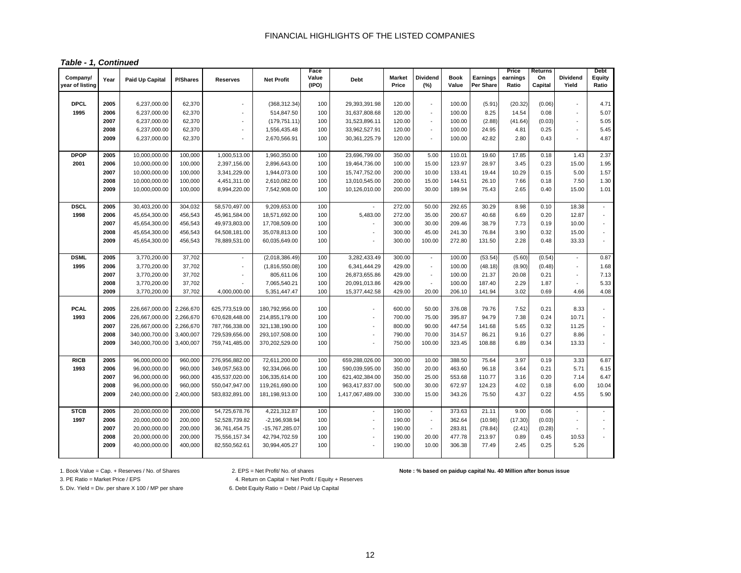## FINANCIAL HIGHLIGHTS OF THE LISTED COMPANIES

***Table - 1, Continued***

| Company/ year of listing | Year | Paid Up Capital | P/Shares | Reserves | Net Profit | Face Value (IPO) | Debt | Market Price | Dividend (%) | Book Value | Earnings Per Share | Price earnings Ratio | Returns On Capital | Dividend Yield | Debt Equity Ratio |
|---|---|---|---|---|---|---|---|---|---|---|---|---|---|---|---|
| **DPCL** | 2005 | 6,237,000.00 | 62,370 | - | (368,312.34) | 100 | 29,393,391.98 | 120.00 | - | 100.00 | (5.91) | (20.32) | (0.06) | - | 4.71 |
| **1995** | 2006 | 6,237,000.00 | 62,370 | - | 514,847.50 | 100 | 31,637,808.68 | 120.00 | - | 100.00 | 8.25 | 14.54 | 0.08 | - | 5.07 |
| | 2007 | 6,237,000.00 | 62,370 | - | (179,751.11) | 100 | 31,523,896.11 | 120.00 | - | 100.00 | (2.88) | (41.64) | (0.03) | - | 5.05 |
| | 2008 | 6,237,000.00 | 62,370 | - | 1,556,435.48 | 100 | 33,962,527.91 | 120.00 | - | 100.00 | 24.95 | 4.81 | 0.25 | - | 5.45 |
| | 2009 | 6,237,000.00 | 62,370 | - | 2,670,566.91 | 100 | 30,361,225.79 | 120.00 | - | 100.00 | 42.82 | 2.80 | 0.43 | - | 4.87 |
| **DPOP** | 2005 | 10,000,000.00 | 100,000 | 1,000,513.00 | 1,960,350.00 | 100 | 23,696,799.00 | 350.00 | 5.00 | 110.01 | 19.60 | 17.85 | 0.18 | 1.43 | 2.37 |
| **2001** | 2006 | 10,000,000.00 | 100,000 | 2,397,156.00 | 2,896,643.00 | 100 | 19,464,736.00 | 100.00 | 15.00 | 123.97 | 28.97 | 3.45 | 0.23 | 15.00 | 1.95 |
| | 2007 | 10,000,000.00 | 100,000 | 3,341,229.00 | 1,944,073.00 | 100 | 15,747,752.00 | 200.00 | 10.00 | 133.41 | 19.44 | 10.29 | 0.15 | 5.00 | 1.57 |
| | 2008 | 10,000,000.00 | 100,000 | 4,451,311.00 | 2,610,082.00 | 100 | 13,010,545.00 | 200.00 | 15.00 | 144.51 | 26.10 | 7.66 | 0.18 | 7.50 | 1.30 |
| | 2009 | 10,000,000.00 | 100,000 | 8,994,220.00 | 7,542,908.00 | 100 | 10,126,010.00 | 200.00 | 30.00 | 189.94 | 75.43 | 2.65 | 0.40 | 15.00 | 1.01 |
| **DSCL** | 2005 | 30,403,200.00 | 304,032 | 58,570,497.00 | 9,209,653.00 | 100 | - | 272.00 | 50.00 | 292.65 | 30.29 | 8.98 | 0.10 | 18.38 | - |
| **1998** | 2006 | 45,654,300.00 | 456,543 | 45,961,584.00 | 18,571,692.00 | 100 | 5,483.00 | 272.00 | 35.00 | 200.67 | 40.68 | 6.69 | 0.20 | 12.87 | - |
| | 2007 | 45,654,300.00 | 456,543 | 49,973,803.00 | 17,708,509.00 | 100 | - | 300.00 | 30.00 | 209.46 | 38.79 | 7.73 | 0.19 | 10.00 | - |
| | 2008 | 45,654,300.00 | 456,543 | 64,508,181.00 | 35,078,813.00 | 100 | - | 300.00 | 45.00 | 241.30 | 76.84 | 3.90 | 0.32 | 15.00 | - |
| | 2009 | 45,654,300.00 | 456,543 | 78,889,531.00 | 60,035,649.00 | 100 | - | 300.00 | 100.00 | 272.80 | 131.50 | 2.28 | 0.48 | 33.33 | - |
| **DSML** | 2005 | 3,770,200.00 | 37,702 | - | (2,018,386.49) | 100 | 3,282,433.49 | 300.00 | - | 100.00 | (53.54) | (5.60) | (0.54) | - | 0.87 |
| **1995** | 2006 | 3,770,200.00 | 37,702 | - | (1,816,550.08) | 100 | 6,341,444.29 | 429.00 | - | 100.00 | (48.18) | (8.90) | (0.48) | - | 1.68 |
| | 2007 | 3,770,200.00 | 37,702 | - | 805,611.06 | 100 | 26,873,655.86 | 429.00 | - | 100.00 | 21.37 | 20.08 | 0.21 | - | 7.13 |
| | 2008 | 3,770,200.00 | 37,702 | - | 7,065,540.21 | 100 | 20,091,013.86 | 429.00 | - | 100.00 | 187.40 | 2.29 | 1.87 | - | 5.33 |
| | 2009 | 3,770,200.00 | 37,702 | 4,000,000.00 | 5,351,447.47 | 100 | 15,377,442.58 | 429.00 | 20.00 | 206.10 | 141.94 | 3.02 | 0.69 | 4.66 | 4.08 |
| **PCAL** | 2005 | 226,667,000.00 | 2,266,670 | 625,773,519.00 | 180,792,956.00 | 100 | - | 600.00 | 50.00 | 376.08 | 79.76 | 7.52 | 0.21 | 8.33 | - |
| **1993** | 2006 | 226,667,000.00 | 2,266,670 | 670,628,448.00 | 214,855,179.00 | 100 | - | 700.00 | 75.00 | 395.87 | 94.79 | 7.38 | 0.24 | 10.71 | - |
| | 2007 | 226,667,000.00 | 2,266,670 | 787,766,338.00 | 321,138,190.00 | 100 | - | 800.00 | 90.00 | 447.54 | 141.68 | 5.65 | 0.32 | 11.25 | - |
| | 2008 | 340,000,700.00 | 3,400,007 | 729,539,656.00 | 293,107,508.00 | 100 | - | 790.00 | 70.00 | 314.57 | 86.21 | 9.16 | 0.27 | 8.86 | - |
| | 2009 | 340,000,700.00 | 3,400,007 | 759,741,485.00 | 370,202,529.00 | 100 | - | 750.00 | 100.00 | 323.45 | 108.88 | 6.89 | 0.34 | 13.33 | - |
| **RICB** | 2005 | 96,000,000.00 | 960,000 | 276,956,882.00 | 72,611,200.00 | 100 | 659,288,026.00 | 300.00 | 10.00 | 388.50 | 75.64 | 3.97 | 0.19 | 3.33 | 6.87 |
| **1993** | 2006 | 96,000,000.00 | 960,000 | 349,057,563.00 | 92,334,066.00 | 100 | 590,039,595.00 | 350.00 | 20.00 | 463.60 | 96.18 | 3.64 | 0.21 | 5.71 | 6.15 |
| | 2007 | 96,000,000.00 | 960,000 | 435,537,020.00 | 106,335,614.00 | 100 | 621,402,384.00 | 350.00 | 25.00 | 553.68 | 110.77 | 3.16 | 0.20 | 7.14 | 6.47 |
| | 2008 | 96,000,000.00 | 960,000 | 550,047,947.00 | 119,261,690.00 | 100 | 963,417,837.00 | 500.00 | 30.00 | 672.97 | 124.23 | 4.02 | 0.18 | 6.00 | 10.04 |
| | 2009 | 240,000,000.00 | 2,400,000 | 583,832,891.00 | 181,198,913.00 | 100 | 1,417,067,489.00 | 330.00 | 15.00 | 343.26 | 75.50 | 4.37 | 0.22 | 4.55 | 5.90 |
| **STCB** | 2005 | 20,000,000.00 | 200,000 | 54,725,678.76 | 4,221,312.87 | 100 | - | 190.00 | - | 373.63 | 21.11 | 9.00 | 0.06 | - | - |
| **1997** | 2006 | 20,000,000.00 | 200,000 | 52,528,739.82 | -2,196,938.94 | 100 | - | 190.00 | - | 362.64 | (10.98) | (17.30) | (0.03) | - | - |
| | 2007 | 20,000,000.00 | 200,000 | 36,761,454.75 | -15,767,285.07 | 100 | - | 190.00 | - | 283.81 | (78.84) | (2.41) | (0.28) | - | - |
| | 2008 | 20,000,000.00 | 200,000 | 75,556,157.34 | 42,794,702.59 | 100 | - | 190.00 | 20.00 | 477.78 | 213.97 | 0.89 | 0.45 | 10.53 | - |
| | 2009 | 40,000,000.00 | 400,000 | 82,550,562.61 | 30,994,405.27 | 100 | - | 190.00 | 10.00 | 306.38 | 77.49 | 2.45 | 0.25 | 5.26 | |

1. Book Value = Cap. + Reserves / No. of Shares
2. EPS = Net Profit/ No. of shares
3. PE Ratio = Market Price / EPS
4. Return on Capital = Net Profit / Equity + Reserves
5. Div. Yield = Div. per share X 100 / MP per share
6. Debt Equity Ratio = Debt / Paid Up Capital

**Note : % based on paidup capital Nu. 40 Million after bonus issue**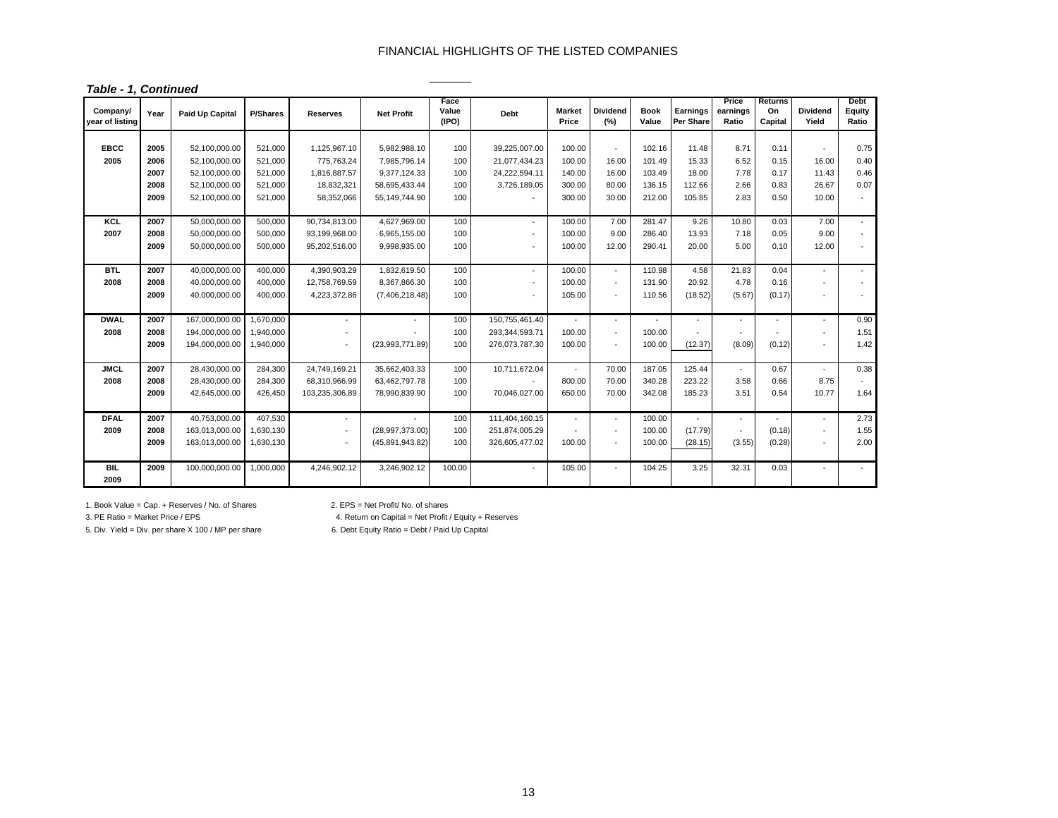FINANCIAL HIGHLIGHTS OF THE LISTED COMPANIES

***Table - 1, Continued***

| Company/ year of listing | Year | Paid Up Capital | P/Shares | Reserves | Net Profit | Face Value (IPO) | Debt | Market Price | Dividend (%) | Book Value | Earnings Per Share | Price earnings Ratio | Returns On Capital | Dividend Yield | Debt Equity Ratio |
|---|---|---|---|---|---|---|---|---|---|---|---|---|---|---|---|
| **EBCC** | **2005** | 52,100,000.00 | 521,000 | 1,125,967.10 | 5,982,988.10 | 100 | 39,225,007.00 | 100.00 | - | 102.16 | 11.48 | 8.71 | 0.11 | - | 0.75 |
| **2005** | **2006** | 52,100,000.00 | 521,000 | 775,763.24 | 7,985,796.14 | 100 | 21,077,434.23 | 100.00 | 16.00 | 101.49 | 15.33 | 6.52 | 0.15 | 16.00 | 0.40 |
| | **2007** | 52,100,000.00 | 521,000 | 1,816,887.57 | 9,377,124.33 | 100 | 24,222,594.11 | 140.00 | 16.00 | 103.49 | 18.00 | 7.78 | 0.17 | 11.43 | 0.46 |
| | **2008** | 52,100,000.00 | 521,000 | 18,832,321 | 58,695,433.44 | 100 | 3,726,189.05 | 300.00 | 80.00 | 136.15 | 112.66 | 2.66 | 0.83 | 26.67 | 0.07 |
| | **2009** | 52,100,000.00 | 521,000 | 58,352,066 | 55,149,744.90 | 100 | - | 300.00 | 30.00 | 212.00 | 105.85 | 2.83 | 0.50 | 10.00 | - |
| **KCL** | **2007** | 50,000,000.00 | 500,000 | 90,734,813.00 | 4,627,969.00 | 100 | - | 100.00 | 7.00 | 281.47 | 9.26 | 10.80 | 0.03 | 7.00 | - |
| **2007** | **2008** | 50,000,000.00 | 500,000 | 93,199,968.00 | 6,965,155.00 | 100 | - | 100.00 | 9.00 | 286.40 | 13.93 | 7.18 | 0.05 | 9.00 | - |
| | **2009** | 50,000,000.00 | 500,000 | 95,202,516.00 | 9,998,935.00 | 100 | - | 100.00 | 12.00 | 290.41 | 20.00 | 5.00 | 0.10 | 12.00 | - |
| **BTL** | **2007** | 40,000,000.00 | 400,000 | 4,390,903.29 | 1,832,619.50 | 100 | - | 100.00 | - | 110.98 | 4.58 | 21.83 | 0.04 | - | - |
| **2008** | **2008** | 40,000,000.00 | 400,000 | 12,758,769.59 | 8,367,866.30 | 100 | - | 100.00 | - | 131.90 | 20.92 | 4.78 | 0.16 | - | - |
| | **2009** | 40,000,000.00 | 400,000 | 4,223,372.86 | (7,406,218.48) | 100 | - | 105.00 | - | 110.56 | (18.52) | (5.67) | (0.17) | - | - |
| **DWAL** | **2007** | 167,000,000.00 | 1,670,000 | - | - | 100 | 150,755,461.40 | - | - | - | - | - | - | - | 0.90 |
| **2008** | **2008** | 194,000,000.00 | 1,940,000 | - | - | 100 | 293,344,593.71 | 100.00 | - | 100.00 | - | - | - | - | 1.51 |
| | **2009** | 194,000,000.00 | 1,940,000 | - | (23,993,771.89) | 100 | 276,073,787.30 | 100.00 | - | 100.00 | (12.37) | (8.09) | (0.12) | - | 1.42 |
| **JMCL** | **2007** | 28,430,000.00 | 284,300 | 24,749,169.21 | 35,662,403.33 | 100 | 10,711,672.04 | - | 70.00 | 187.05 | 125.44 | - | 0.67 | - | 0.38 |
| **2008** | **2008** | 28,430,000.00 | 284,300 | 68,310,966.99 | 63,462,797.78 | 100 | - | 800.00 | 70.00 | 340.28 | 223.22 | 3.58 | 0.66 | 8.75 | - |
| | **2009** | 42,645,000.00 | 426,450 | 103,235,306.89 | 78,990,839.90 | 100 | 70,046,027.00 | 650.00 | 70.00 | 342.08 | 185.23 | 3.51 | 0.54 | 10.77 | 1.64 |
| **DFAL** | **2007** | 40,753,000.00 | 407,530 | - | - | 100 | 111,404,160.15 | - | - | 100.00 | - | - | - | - | 2.73 |
| **2009** | **2008** | 163,013,000.00 | 1,630,130 | - | (28,997,373.00) | 100 | 251,874,005.29 | - | - | 100.00 | (17.79) | - | (0.18) | - | 1.55 |
| | **2009** | 163,013,000.00 | 1,630,130 | - | (45,891,943.82) | 100 | 326,605,477.02 | 100.00 | - | 100.00 | (28.15) | (3.55) | (0.28) | - | 2.00 |
| **BIL 2009** | **2009** | 100,000,000.00 | 1,000,000 | 4,246,902.12 | 3,246,902.12 | 100.00 | - | 105.00 | - | 104.25 | 3.25 | 32.31 | 0.03 | - | - |

1. Book Value = Cap. + Reserves / No. of Shares
2. EPS = Net Profit/ No. of shares
3. PE Ratio = Market Price / EPS
4. Return on Capital = Net Profit / Equity + Reserves
5. Div. Yield = Div. per share X 100 / MP per share
6. Debt Equity Ratio = Debt / Paid Up Capital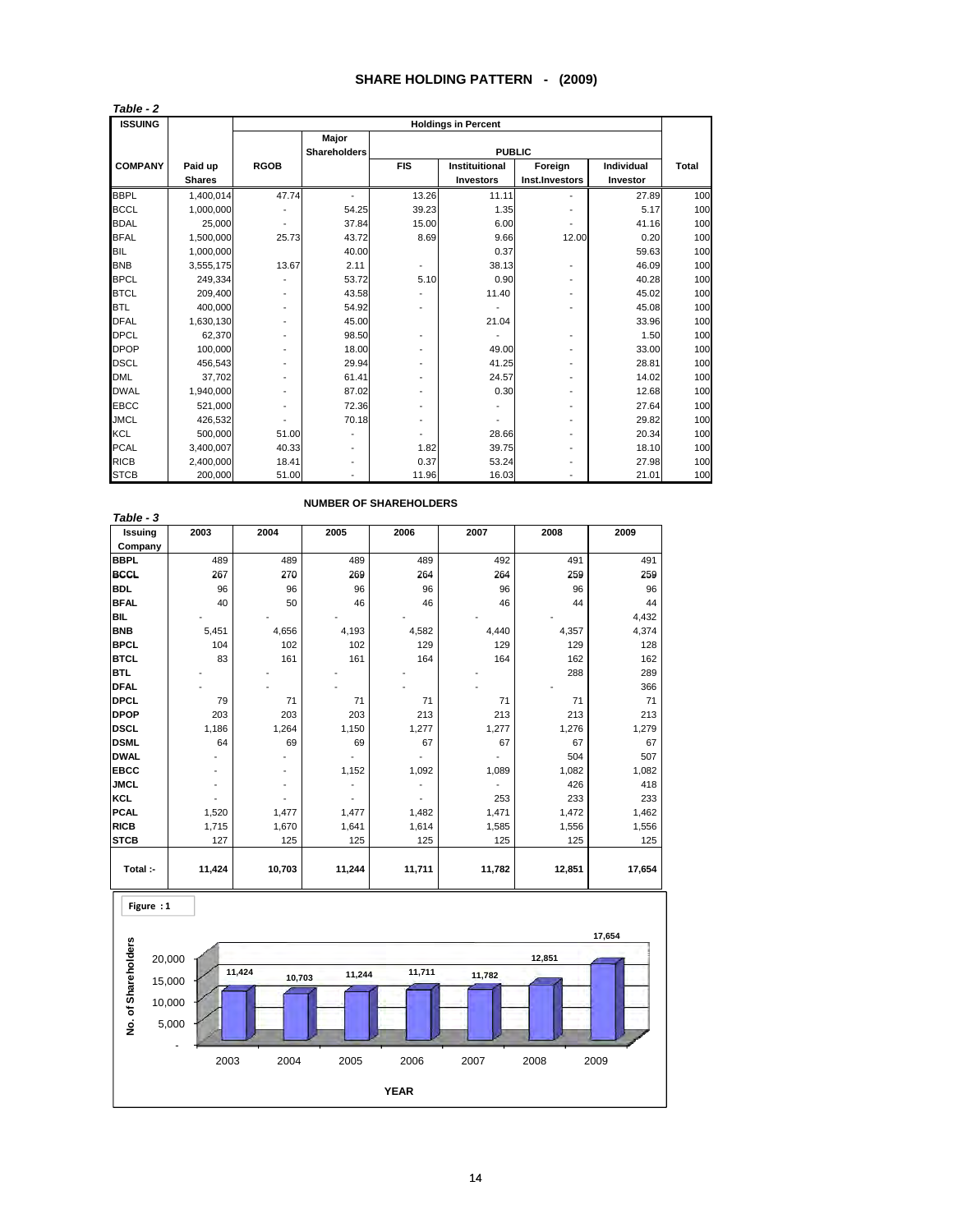## SHARE HOLDING PATTERN - (2009)

*Table - 2*

| ISSUING | | Holdings in Percent | | | | | | |
|---|---|---|---|---|---|---|---|---|
| | | | Major Shareholders | PUBLIC | | | | |
| COMPANY | Paid up Shares | RGOB | | FIS | Instituitional Investors | Foreign Inst.Investors | Individual Investor | Total |
| BBPL | 1,400,014 | 47.74 | - | 13.26 | 11.11 | - | 27.89 | 100 |
| BCCL | 1,000,000 | - | 54.25 | 39.23 | 1.35 | - | 5.17 | 100 |
| BDAL | 25,000 | - | 37.84 | 15.00 | 6.00 | - | 41.16 | 100 |
| BFAL | 1,500,000 | 25.73 | 43.72 | 8.69 | 9.66 | 12.00 | 0.20 | 100 |
| BIL | 1,000,000 | | 40.00 | | 0.37 | | 59.63 | 100 |
| BNB | 3,555,175 | 13.67 | 2.11 | - | 38.13 | - | 46.09 | 100 |
| BPCL | 249,334 | - | 53.72 | 5.10 | 0.90 | - | 40.28 | 100 |
| BTCL | 209,400 | - | 43.58 | - | 11.40 | - | 45.02 | 100 |
| BTL | 400,000 | - | 54.92 | - | - | - | 45.08 | 100 |
| DFAL | 1,630,130 | - | 45.00 | | 21.04 | | 33.96 | 100 |
| DPCL | 62,370 | - | 98.50 | - | - | - | 1.50 | 100 |
| DPOP | 100,000 | - | 18.00 | - | 49.00 | - | 33.00 | 100 |
| DSCL | 456,543 | - | 29.94 | - | 41.25 | - | 28.81 | 100 |
| DML | 37,702 | - | 61.41 | - | 24.57 | - | 14.02 | 100 |
| DWAL | 1,940,000 | - | 87.02 | - | 0.30 | - | 12.68 | 100 |
| EBCC | 521,000 | - | 72.36 | - | - | - | 27.64 | 100 |
| JMCL | 426,532 | - | 70.18 | - | - | - | 29.82 | 100 |
| KCL | 500,000 | 51.00 | - | - | 28.66 | - | 20.34 | 100 |
| PCAL | 3,400,007 | 40.33 | - | 1.82 | 39.75 | - | 18.10 | 100 |
| RICB | 2,400,000 | 18.41 | - | 0.37 | 53.24 | - | 27.98 | 100 |
| STCB | 200,000 | 51.00 | - | 11.96 | 16.03 | - | 21.01 | 100 |

### NUMBER OF SHAREHOLDERS

*Table - 3*

| Issuing Company | 2003 | 2004 | 2005 | 2006 | 2007 | 2008 | 2009 |
|---|---|---|---|---|---|---|---|
| **BBPL** | 489 | 489 | 489 | 489 | 492 | 491 | 491 |
| **BCCL** | 267 | 270 | 269 | 264 | 264 | 259 | 259 |
| **BDL** | 96 | 96 | 96 | 96 | 96 | 96 | 96 |
| **BFAL** | 40 | 50 | 46 | 46 | 46 | 44 | 44 |
| **BIL** | - | - | - | - | - | - | 4,432 |
| **BNB** | 5,451 | 4,656 | 4,193 | 4,582 | 4,440 | 4,357 | 4,374 |
| **BPCL** | 104 | 102 | 102 | 129 | 129 | 129 | 128 |
| **BTCL** | 83 | 161 | 161 | 164 | 164 | 162 | 162 |
| **BTL** | - | - | - | - | - | 288 | 289 |
| **DFAL** | - | - | - | - | - | - | 366 |
| **DPCL** | 79 | 71 | 71 | 71 | 71 | 71 | 71 |
| **DPOP** | 203 | 203 | 203 | 213 | 213 | 213 | 213 |
| **DSCL** | 1,186 | 1,264 | 1,150 | 1,277 | 1,277 | 1,276 | 1,279 |
| **DSML** | 64 | 69 | 69 | 67 | 67 | 67 | 67 |
| **DWAL** | - | - | - | - | - | 504 | 507 |
| **EBCC** | - | - | 1,152 | 1,092 | 1,089 | 1,082 | 1,082 |
| **JMCL** | - | - | - | - | - | 426 | 418 |
| **KCL** | - | - | - | - | 253 | 233 | 233 |
| **PCAL** | 1,520 | 1,477 | 1,477 | 1,482 | 1,471 | 1,472 | 1,462 |
| **RICB** | 1,715 | 1,670 | 1,641 | 1,614 | 1,585 | 1,556 | 1,556 |
| **STCB** | 127 | 125 | 125 | 125 | 125 | 125 | 125 |
| **Total :-** | **11,424** | **10,703** | **11,244** | **11,711** | **11,782** | **12,851** | **17,654** |

**Figure : 1**

| YEAR | 2003 | 2004 | 2005 | 2006 | 2007 | 2008 | 2009 |
|---|---|---|---|---|---|---|---|
| No. of Shareholders | 11,424 | 10,703 | 11,244 | 11,711 | 11,782 | 12,851 | 17,654 |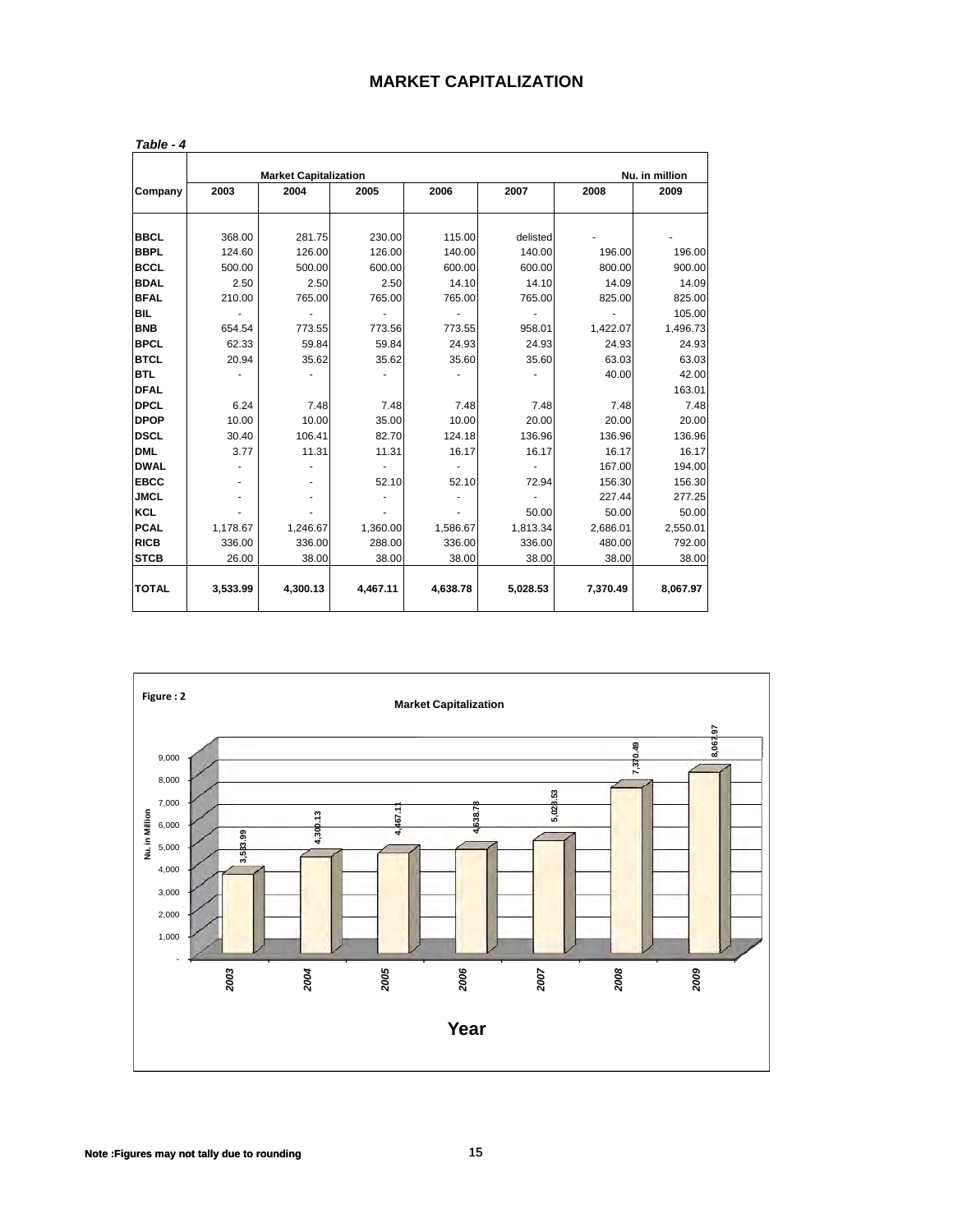# MARKET CAPITALIZATION

*Table - 4*

| Company | Market Capitalization | | | | | | Nu. in million |
|---|---|---|---|---|---|---|---|
| | 2003 | 2004 | 2005 | 2006 | 2007 | 2008 | 2009 |
| BBCL | 368.00 | 281.75 | 230.00 | 115.00 | delisted | - | - |
| BBPL | 124.60 | 126.00 | 126.00 | 140.00 | 140.00 | 196.00 | 196.00 |
| BCCL | 500.00 | 500.00 | 600.00 | 600.00 | 600.00 | 800.00 | 900.00 |
| BDAL | 2.50 | 2.50 | 2.50 | 14.10 | 14.10 | 14.09 | 14.09 |
| BFAL | 210.00 | 765.00 | 765.00 | 765.00 | 765.00 | 825.00 | 825.00 |
| BIL | - | - | - | - | - | - | 105.00 |
| BNB | 654.54 | 773.55 | 773.56 | 773.55 | 958.01 | 1,422.07 | 1,496.73 |
| BPCL | 62.33 | 59.84 | 59.84 | 24.93 | 24.93 | 24.93 | 24.93 |
| BTCL | 20.94 | 35.62 | 35.62 | 35.60 | 35.60 | 63.03 | 63.03 |
| BTL | - | - | - | - | - | 40.00 | 42.00 |
| DFAL | | | | | | | 163.01 |
| DPCL | 6.24 | 7.48 | 7.48 | 7.48 | 7.48 | 7.48 | 7.48 |
| DPOP | 10.00 | 10.00 | 35.00 | 10.00 | 20.00 | 20.00 | 20.00 |
| DSCL | 30.40 | 106.41 | 82.70 | 124.18 | 136.96 | 136.96 | 136.96 |
| DML | 3.77 | 11.31 | 11.31 | 16.17 | 16.17 | 16.17 | 16.17 |
| DWAL | - | - | - | - | - | 167.00 | 194.00 |
| EBCC | - | - | 52.10 | 52.10 | 72.94 | 156.30 | 156.30 |
| JMCL | - | - | - | - | - | 227.44 | 277.25 |
| KCL | - | - | - | - | 50.00 | 50.00 | 50.00 |
| PCAL | 1,178.67 | 1,246.67 | 1,360.00 | 1,586.67 | 1,813.34 | 2,686.01 | 2,550.01 |
| RICB | 336.00 | 336.00 | 288.00 | 336.00 | 336.00 | 480.00 | 792.00 |
| STCB | 26.00 | 38.00 | 38.00 | 38.00 | 38.00 | 38.00 | 38.00 |
| **TOTAL** | **3,533.99** | **4,300.13** | **4,467.11** | **4,638.78** | **5,028.53** | **7,370.49** | **8,067.97** |

**Figure : 2**

**Market Capitalization**

| Year | Nu. in Million |
|---|---|
| 2003 | 3,533.99 |
| 2004 | 4,300.13 |
| 2005 | 4,467.11 |
| 2006 | 4,638.78 |
| 2007 | 5,028.53 |
| 2008 | 7,370.49 |
| 2009 | 8,067.97 |

**Note :Figures may not tally due to rounding**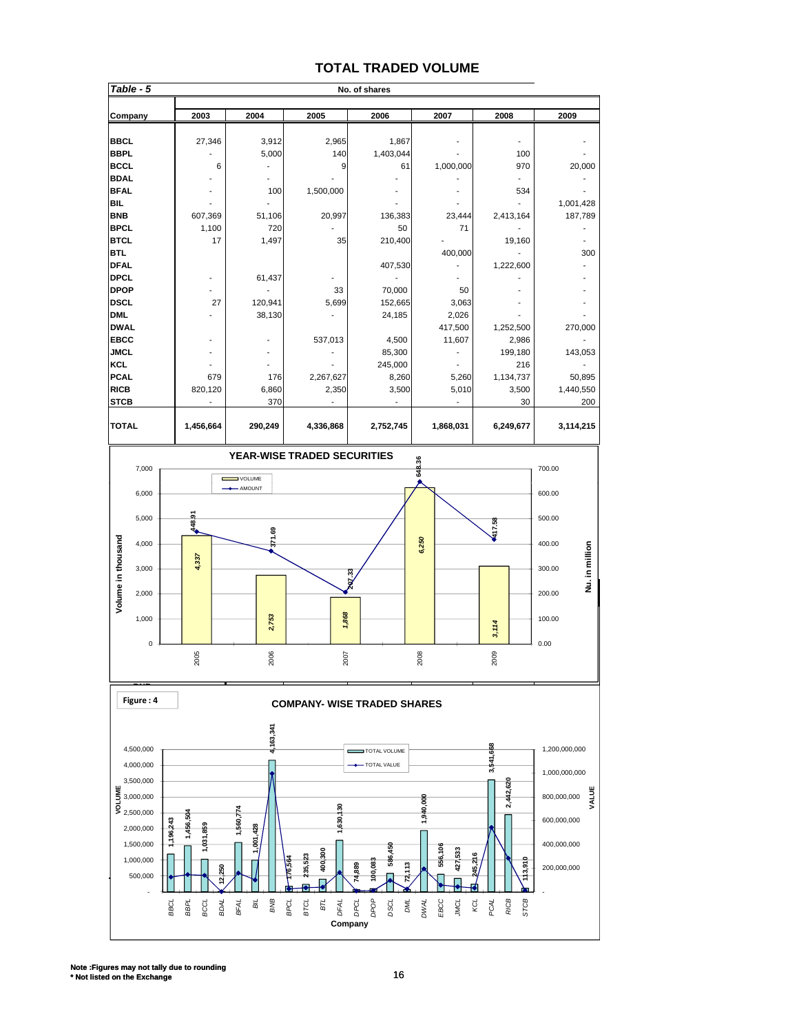# TOTAL TRADED VOLUME

*Table - 5* No. of shares

| Company | 2003 | 2004 | 2005 | 2006 | 2007 | 2008 | 2009 |
|---|---|---|---|---|---|---|---|
| BBCL | 27,346 | 3,912 | 2,965 | 1,867 | - | - | - |
| BBPL | - | 5,000 | 140 | 1,403,044 | - | 100 | - |
| BCCL | 6 | - | 9 | 61 | 1,000,000 | 970 | 20,000 |
| BDAL | - | - | - | - | - | - | - |
| BFAL | - | 100 | 1,500,000 | - | - | 534 | - |
| BIL | - | - | - | - | - | - | 1,001,428 |
| BNB | 607,369 | 51,106 | 20,997 | 136,383 | 23,444 | 2,413,164 | 187,789 |
| BPCL | 1,100 | 720 | - | 50 | 71 | - | - |
| BTCL | 17 | 1,497 | 35 | 210,400 | - | 19,160 | - |
| BTL | | | | | 400,000 | - | 300 |
| DFAL | | | | 407,530 | - | 1,222,600 | - |
| DPCL | - | 61,437 | - | - | - | - | - |
| DPOP | - | - | 33 | 70,000 | 50 | - | - |
| DSCL | 27 | 120,941 | 5,699 | 152,665 | 3,063 | - | - |
| DML | - | 38,130 | - | 24,185 | 2,026 | - | - |
| DWAL | | | | | 417,500 | 1,252,500 | 270,000 |
| EBCC | - | - | 537,013 | 4,500 | 11,607 | 2,986 | - |
| JMCL | - | - | - | 85,300 | - | 199,180 | 143,053 |
| KCL | - | - | - | 245,000 | - | 216 | - |
| PCAL | 679 | 176 | 2,267,627 | 8,260 | 5,260 | 1,134,737 | 50,895 |
| RICB | 820,120 | 6,860 | 2,350 | 3,500 | 5,010 | 3,500 | 1,440,550 |
| STCB | - | 370 | - | - | - | 30 | 200 |
| **TOTAL** | **1,456,664** | **290,249** | **4,336,868** | **2,752,745** | **1,868,031** | **6,249,677** | **3,114,215** |

## YEAR-WISE TRADED SECURITIES

| Year | Volume (in thousand) | Amount (Nu. in million) |
|---|---|---|
| 2005 | 4,337 | 448.91 |
| 2006 | 2,753 | 371.69 |
| 2007 | 1,868 | 207.33 |
| 2008 | 6,250 | 648.36 |
| 2009 | 3,114 | 417.58 |

**Figure : 4**

## COMPANY- WISE TRADED SHARES

| Company | Total Volume |
|---|---|
| BBCL | 1,196,243 |
| BBPL | 1,456,504 |
| BCCL | 1,031,859 |
| BDAL | 12,250 |
| BFAL | 1,560,774 |
| BIL | 1,001,428 |
| BNB | 4,163,341 |
| BPCL | 176,564 |
| BTCL | 235,523 |
| BTL | 400,300 |
| DFAL | 1,630,130 |
| DPCL | 74,889 |
| DPOP | 100,083 |
| DSCL | 586,450 |
| DML | 72,113 |
| DWAL | 1,940,000 |
| EBCC | 556,106 |
| JMCL | 427,533 |
| KCL | 245,216 |
| PCAL | 3,541,668 |
| RICB | 2,442,620 |
| STCB | 113,910 |

**Note :Figures may not tally due to rounding**
**\* Not listed on the Exchange**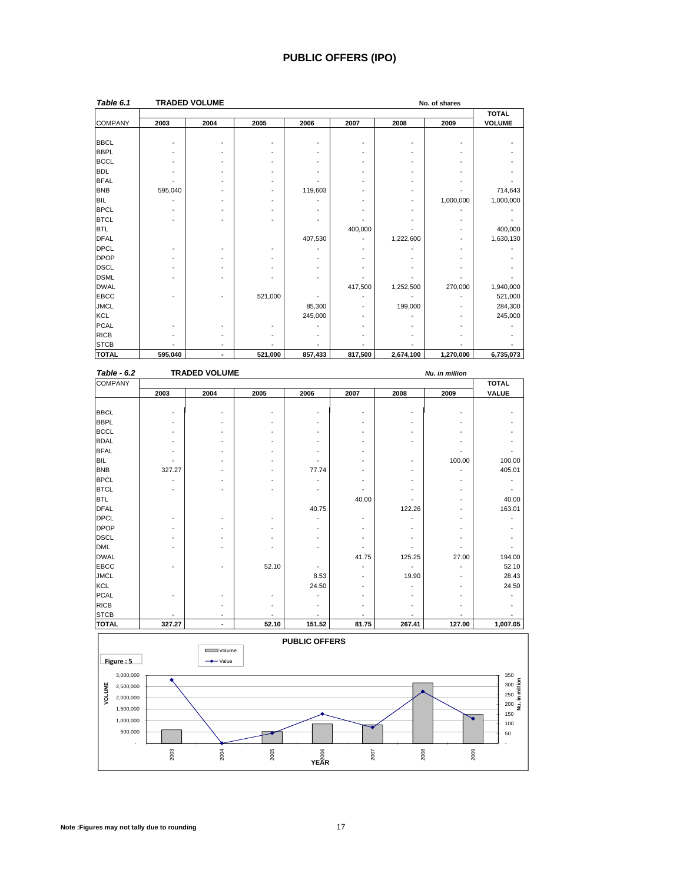# PUBLIC OFFERS (IPO)

*Table 6.1* **TRADED VOLUME** No. of shares

| COMPANY | 2003 | 2004 | 2005 | 2006 | 2007 | 2008 | 2009 | TOTAL VOLUME |
|---|---|---|---|---|---|---|---|---|
| BBCL | - | - | - | - | - | - | - | - |
| BBPL | - | - | - | - | - | - | - | - |
| BCCL | - | - | - | - | - | - | - | - |
| BDL | - | - | - | - | - | - | - | - |
| BFAL | - | - | - | - | - | - | - | - |
| BNB | 595,040 | - | - | 119,603 | - | - | - | 714,643 |
| BIL | - | - | - | - | - | - | 1,000,000 | 1,000,000 |
| BPCL | - | - | - | - | - | - | - | - |
| BTCL | - | - | - | - | - | - | - | - |
| BTL | | | | | 400,000 | - | - | 400,000 |
| DFAL | | | | 407,530 | - | 1,222,600 | - | 1,630,130 |
| DPCL | - | - | - | - | - | - | - | - |
| DPOP | - | - | - | - | - | - | - | - |
| DSCL | - | - | - | - | - | - | - | - |
| DSML | - | - | - | - | - | - | - | - |
| DWAL | | | | | 417,500 | 1,252,500 | 270,000 | 1,940,000 |
| EBCC | - | - | 521,000 | - | - | - | - | 521,000 |
| JMCL | | | | 85,300 | - | 199,000 | - | 284,300 |
| KCL | | | | 245,000 | - | - | - | 245,000 |
| PCAL | - | - | - | - | - | - | - | - |
| RICB | - | - | - | - | - | - | - | - |
| STCB | - | - | - | - | - | - | - | - |
| **TOTAL** | **595,040** | **-** | **521,000** | **857,433** | **817,500** | **2,674,100** | **1,270,000** | **6,735,073** |

*Table - 6.2* **TRADED VOLUME** *Nu. in million*

| COMPANY | 2003 | 2004 | 2005 | 2006 | 2007 | 2008 | 2009 | TOTAL VALUE |
|---|---|---|---|---|---|---|---|---|
| BBCL | - | - | - | - | - | - | - | - |
| BBPL | - | - | - | - | - | - | - | - |
| BCCL | - | - | - | - | - | - | - | - |
| BDAL | - | - | - | - | - | - | - | - |
| BFAL | - | - | - | - | - | - | - | - |
| BIL | - | - | - | - | - | - | 100.00 | 100.00 |
| BNB | 327.27 | - | - | 77.74 | - | - | - | 405.01 |
| BPCL | - | - | - | - | - | - | - | - |
| BTCL | - | - | - | - | - | - | - | - |
| BTL | | | | | 40.00 | - | - | 40.00 |
| DFAL | | | | 40.75 | | 122.26 | - | 163.01 |
| DPCL | - | - | - | - | - | - | - | - |
| DPOP | - | - | - | - | - | - | - | - |
| DSCL | - | - | - | - | - | - | - | - |
| DML | - | - | - | - | - | - | - | - |
| DWAL | | | | | 41.75 | 125.25 | 27.00 | 194.00 |
| EBCC | - | - | 52.10 | - | - | - | - | 52.10 |
| JMCL | | | | 8.53 | - | 19.90 | - | 28.43 |
| KCL | | | | 24.50 | - | - | - | 24.50 |
| PCAL | - | - | - | - | - | - | - | - |
| RICB | - | - | - | - | - | - | - | - |
| STCB | - | - | - | - | - | - | - | - |
| **TOTAL** | **327.27** | **-** | **52.10** | **151.52** | **81.75** | **267.41** | **127.00** | **1,007.05** |

Figure : 5

**PUBLIC OFFERS**

**Note :Figures may not tally due to rounding**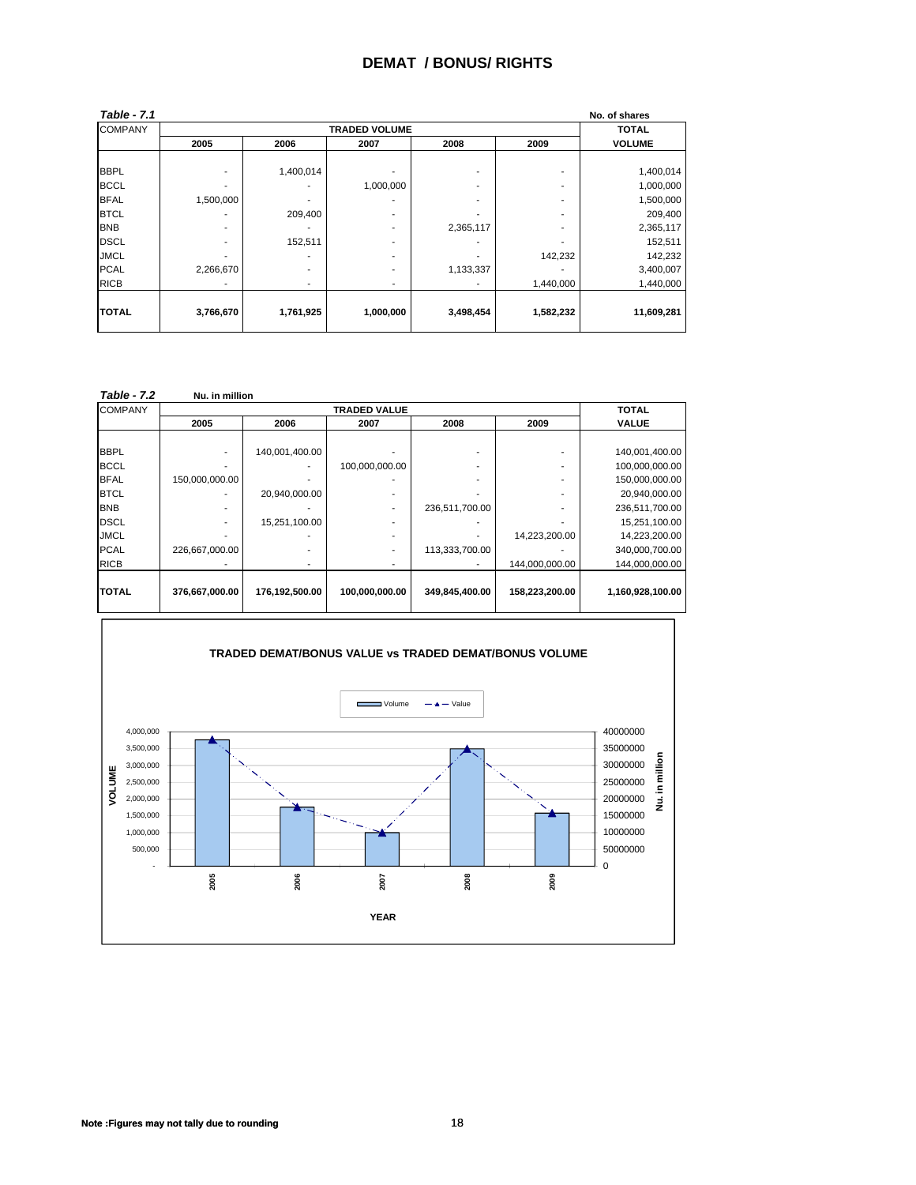# DEMAT / BONUS/ RIGHTS

*Table - 7.1* **No. of shares**

| COMPANY | TRADED VOLUME | | | | | TOTAL |
|---|---|---|---|---|---|---|
| | 2005 | 2006 | 2007 | 2008 | 2009 | VOLUME |
| BBPL | - | 1,400,014 | - | - | - | 1,400,014 |
| BCCL | - | - | 1,000,000 | - | - | 1,000,000 |
| BFAL | 1,500,000 | - | - | - | - | 1,500,000 |
| BTCL | - | 209,400 | - | - | - | 209,400 |
| BNB | - | - | - | 2,365,117 | - | 2,365,117 |
| DSCL | - | 152,511 | - | - | - | 152,511 |
| JMCL | - | - | - | - | 142,232 | 142,232 |
| PCAL | 2,266,670 | - | - | 1,133,337 | - | 3,400,007 |
| RICB | - | - | - | - | 1,440,000 | 1,440,000 |
| **TOTAL** | **3,766,670** | **1,761,925** | **1,000,000** | **3,498,454** | **1,582,232** | **11,609,281** |

*Table - 7.2* **Nu. in million**

| COMPANY | TRADED VALUE | | | | | TOTAL |
|---|---|---|---|---|---|---|
| | 2005 | 2006 | 2007 | 2008 | 2009 | VALUE |
| BBPL | - | 140,001,400.00 | - | - | - | 140,001,400.00 |
| BCCL | - | - | 100,000,000.00 | - | - | 100,000,000.00 |
| BFAL | 150,000,000.00 | - | - | - | - | 150,000,000.00 |
| BTCL | - | 20,940,000.00 | - | - | - | 20,940,000.00 |
| BNB | - | - | - | 236,511,700.00 | - | 236,511,700.00 |
| DSCL | - | 15,251,100.00 | - | - | - | 15,251,100.00 |
| JMCL | - | - | - | - | 14,223,200.00 | 14,223,200.00 |
| PCAL | 226,667,000.00 | - | - | 113,333,700.00 | - | 340,000,700.00 |
| RICB | - | - | - | - | 144,000,000.00 | 144,000,000.00 |
| **TOTAL** | **376,667,000.00** | **176,192,500.00** | **100,000,000.00** | **349,845,400.00** | **158,223,200.00** | **1,160,928,100.00** |

**TRADED DEMAT/BONUS VALUE vs TRADED DEMAT/BONUS VOLUME**

**Note :Figures may not tally due to rounding**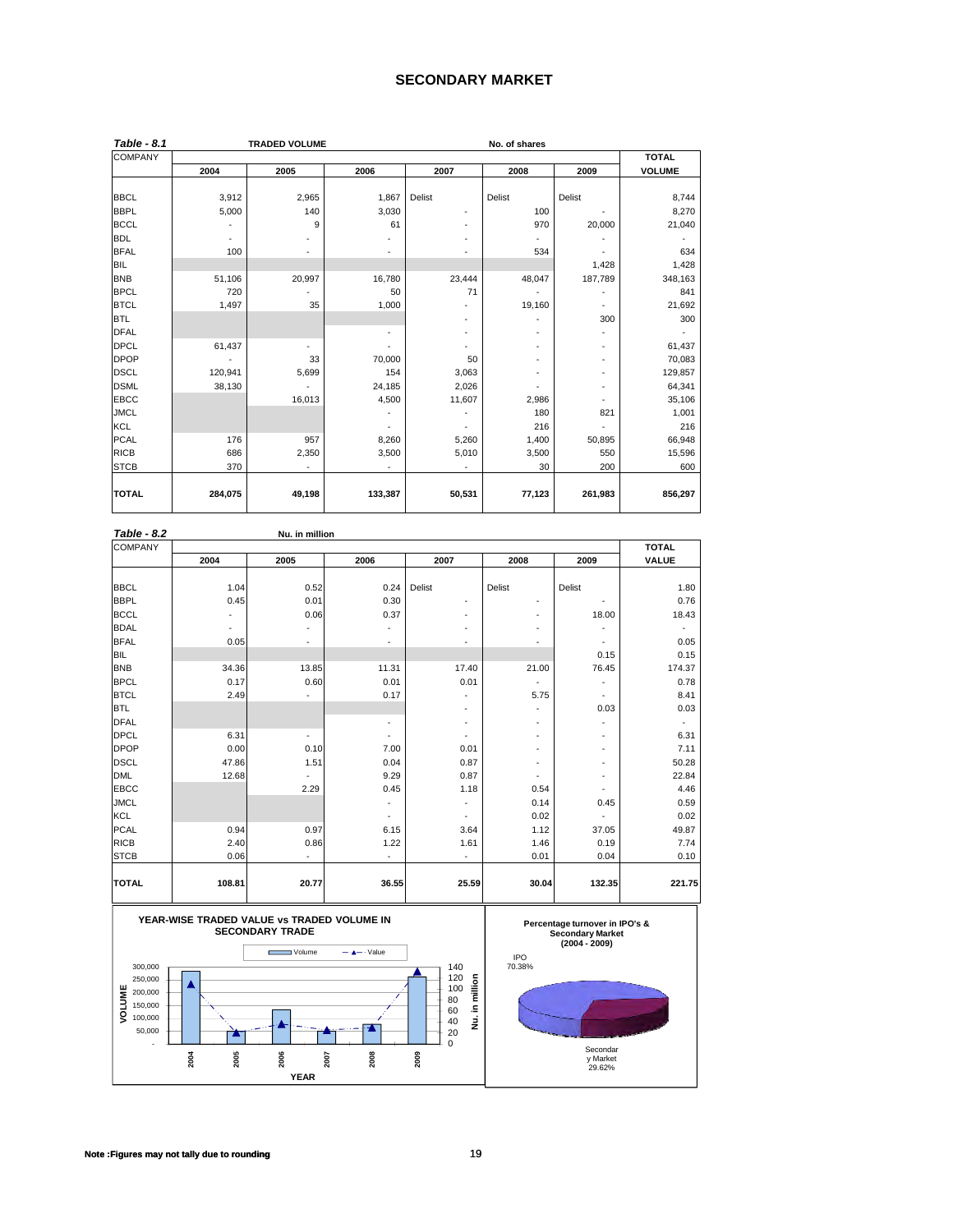## SECONDARY MARKET

**Table - 8.1** TRADED VOLUME — No. of shares

| COMPANY | 2004 | 2005 | 2006 | 2007 | 2008 | 2009 | TOTAL VOLUME |
|---|---|---|---|---|---|---|---|
| BBCL | 3,912 | 2,965 | 1,867 | Delist | Delist | Delist | 8,744 |
| BBPL | 5,000 | 140 | 3,030 | - | 100 | - | 8,270 |
| BCCL | - | 9 | 61 | - | 970 | 20,000 | 21,040 |
| BDL | - | - | - | - | - | - | - |
| BFAL | 100 | - | - | - | 534 | - | 634 |
| BIL | | | | | | 1,428 | 1,428 |
| BNB | 51,106 | 20,997 | 16,780 | 23,444 | 48,047 | 187,789 | 348,163 |
| BPCL | 720 | - | 50 | 71 | - | - | 841 |
| BTCL | 1,497 | 35 | 1,000 | - | 19,160 | - | 21,692 |
| BTL | | | | - | - | 300 | 300 |
| DFAL | | | - | - | - | - | - |
| DPCL | 61,437 | - | - | - | - | - | 61,437 |
| DPOP | - | 33 | 70,000 | 50 | - | - | 70,083 |
| DSCL | 120,941 | 5,699 | 154 | 3,063 | - | - | 129,857 |
| DSML | 38,130 | - | 24,185 | 2,026 | - | - | 64,341 |
| EBCC | | 16,013 | 4,500 | 11,607 | 2,986 | - | 35,106 |
| JMCL | | | - | - | 180 | 821 | 1,001 |
| KCL | | | - | - | 216 | - | 216 |
| PCAL | 176 | 957 | 8,260 | 5,260 | 1,400 | 50,895 | 66,948 |
| RICB | 686 | 2,350 | 3,500 | 5,010 | 3,500 | 550 | 15,596 |
| STCB | 370 | - | - | - | 30 | 200 | 600 |
| **TOTAL** | **284,075** | **49,198** | **133,387** | **50,531** | **77,123** | **261,983** | **856,297** |

**Table - 8.2** Nu. in million

| COMPANY | 2004 | 2005 | 2006 | 2007 | 2008 | 2009 | TOTAL VALUE |
|---|---|---|---|---|---|---|---|
| BBCL | 1.04 | 0.52 | 0.24 | Delist | Delist | Delist | 1.80 |
| BBPL | 0.45 | 0.01 | 0.30 | - | - | - | 0.76 |
| BCCL | - | 0.06 | 0.37 | - | - | 18.00 | 18.43 |
| BDAL | - | - | - | - | - | - | - |
| BFAL | 0.05 | - | - | - | - | - | 0.05 |
| BIL | | | | | | 0.15 | 0.15 |
| BNB | 34.36 | 13.85 | 11.31 | 17.40 | 21.00 | 76.45 | 174.37 |
| BPCL | 0.17 | 0.60 | 0.01 | 0.01 | - | - | 0.78 |
| BTCL | 2.49 | - | 0.17 | - | 5.75 | - | 8.41 |
| BTL | | | | - | - | 0.03 | 0.03 |
| DFAL | | | - | - | - | - | - |
| DPCL | 6.31 | - | - | - | - | - | 6.31 |
| DPOP | 0.00 | 0.10 | 7.00 | 0.01 | - | - | 7.11 |
| DSCL | 47.86 | 1.51 | 0.04 | 0.87 | - | - | 50.28 |
| DML | 12.68 | - | 9.29 | 0.87 | - | - | 22.84 |
| EBCC | | 2.29 | 0.45 | 1.18 | 0.54 | - | 4.46 |
| JMCL | | | - | - | 0.14 | 0.45 | 0.59 |
| KCL | | | - | - | 0.02 | - | 0.02 |
| PCAL | 0.94 | 0.97 | 6.15 | 3.64 | 1.12 | 37.05 | 49.87 |
| RICB | 2.40 | 0.86 | 1.22 | 1.61 | 1.46 | 0.19 | 7.74 |
| STCB | 0.06 | - | - | - | 0.01 | 0.04 | 0.10 |
| **TOTAL** | **108.81** | **20.77** | **36.55** | **25.59** | **30.04** | **132.35** | **221.75** |

**YEAR-WISE TRADED VALUE vs TRADED VOLUME IN SECONDARY TRADE**

**Percentage turnover in IPO's & Secondary Market (2004 - 2009)**

IPO 70.38%; Secondary Market 29.62%

**Note :Figures may not tally due to rounding**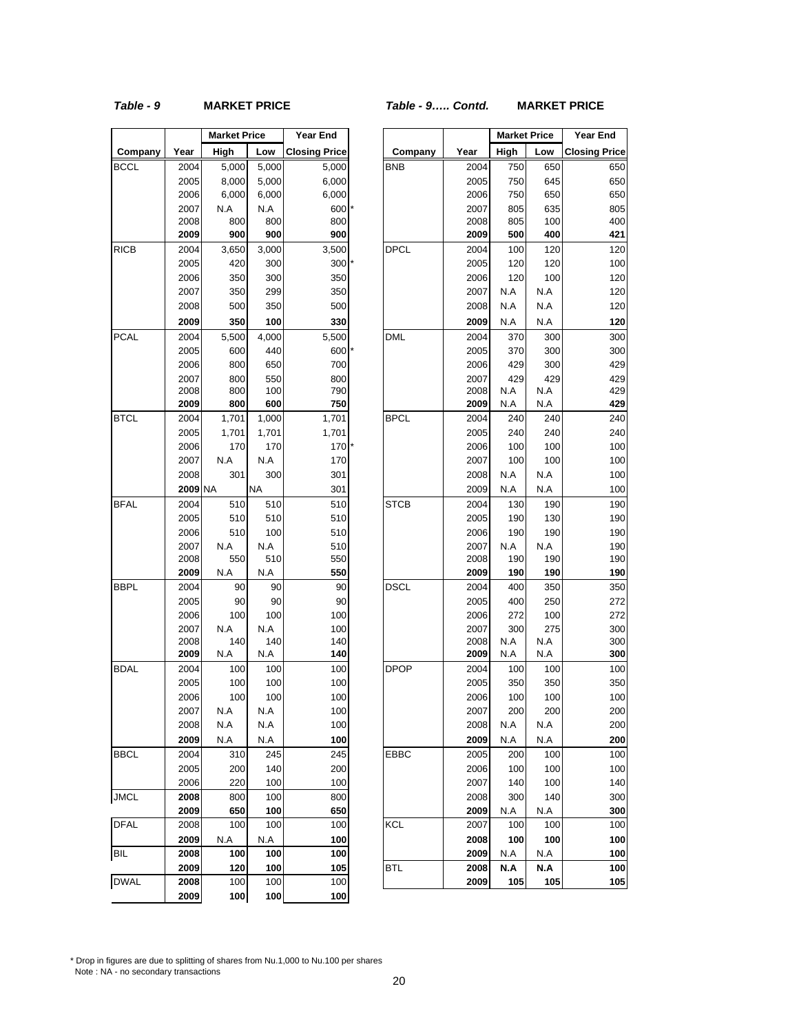*Table - 9* **MARKET PRICE**

| Company | Year | Market Price High | Market Price Low | Year End Closing Price |
|---|---|---|---|---|
| BCCL | 2004 | 5,000 | 5,000 | 5,000 |
| | 2005 | 8,000 | 5,000 | 6,000 |
| | 2006 | 6,000 | 6,000 | 6,000 |
| | 2007 | N.A | N.A | 600 * |
| | 2008 | 800 | 800 | 800 |
| | **2009** | **900** | **900** | **900** |
| RICB | 2004 | 3,650 | 3,000 | 3,500 |
| | 2005 | 420 | 300 | 300 * |
| | 2006 | 350 | 300 | 350 |
| | 2007 | 350 | 299 | 350 |
| | 2008 | 500 | 350 | 500 |
| | **2009** | **350** | **100** | **330** |
| PCAL | 2004 | 5,500 | 4,000 | 5,500 |
| | 2005 | 600 | 440 | 600 * |
| | 2006 | 800 | 650 | 700 |
| | 2007 | 800 | 550 | 800 |
| | 2008 | 800 | 100 | 790 |
| | **2009** | **800** | **600** | **750** |
| BTCL | 2004 | 1,701 | 1,000 | 1,701 |
| | 2005 | 1,701 | 1,701 | 1,701 |
| | 2006 | 170 | 170 | 170 * |
| | 2007 | N.A | N.A | 170 |
| | 2008 | 301 | 300 | 301 |
| | **2009** | NA | NA | 301 |
| BFAL | 2004 | 510 | 510 | 510 |
| | 2005 | 510 | 510 | 510 |
| | 2006 | 510 | 100 | 510 |
| | 2007 | N.A | N.A | 510 |
| | 2008 | 550 | 510 | 550 |
| | **2009** | N.A | N.A | **550** |
| BBPL | 2004 | 90 | 90 | 90 |
| | 2005 | 90 | 90 | 90 |
| | 2006 | 100 | 100 | 100 |
| | 2007 | N.A | N.A | 100 |
| | 2008 | 140 | 140 | 140 |
| | **2009** | N.A | N.A | **140** |
| BDAL | 2004 | 100 | 100 | 100 |
| | 2005 | 100 | 100 | 100 |
| | 2006 | 100 | 100 | 100 |
| | 2007 | N.A | N.A | 100 |
| | 2008 | N.A | N.A | 100 |
| | **2009** | N.A | N.A | **100** |
| BBCL | 2004 | 310 | 245 | 245 |
| | 2005 | 200 | 140 | 200 |
| | 2006 | 220 | 100 | 100 |
| JMCL | **2008** | 800 | 100 | 800 |
| | **2009** | **650** | **100** | **650** |
| DFAL | 2008 | 100 | 100 | 100 |
| | **2009** | N.A | N.A | **100** |
| BIL | **2008** | **100** | **100** | **100** |
| | **2009** | **120** | **100** | **105** |
| DWAL | **2008** | 100 | 100 | 100 |
| | **2009** | **100** | **100** | **100** |

*Table - 9….. Contd.* **MARKET PRICE**

| Company | Year | Market Price High | Market Price Low | Year End Closing Price |
|---|---|---|---|---|
| BNB | 2004 | 750 | 650 | 650 |
| | 2005 | 750 | 645 | 650 |
| | 2006 | 750 | 650 | 650 |
| | 2007 | 805 | 635 | 805 |
| | 2008 | 805 | 100 | 400 |
| | **2009** | **500** | **400** | **421** |
| DPCL | 2004 | 100 | 120 | 120 |
| | 2005 | 120 | 120 | 100 |
| | 2006 | 120 | 100 | 120 |
| | 2007 | N.A | N.A | 120 |
| | 2008 | N.A | N.A | 120 |
| | **2009** | N.A | N.A | **120** |
| DML | 2004 | 370 | 300 | 300 |
| | 2005 | 370 | 300 | 300 |
| | 2006 | 429 | 300 | 429 |
| | 2007 | 429 | 429 | 429 |
| | 2008 | N.A | N.A | 429 |
| | **2009** | N.A | N.A | **429** |
| BPCL | 2004 | 240 | 240 | 240 |
| | 2005 | 240 | 240 | 240 |
| | 2006 | 100 | 100 | 100 |
| | 2007 | 100 | 100 | 100 |
| | 2008 | N.A | N.A | 100 |
| | 2009 | N.A | N.A | 100 |
| STCB | 2004 | 130 | 190 | 190 |
| | 2005 | 190 | 130 | 190 |
| | 2006 | 190 | 190 | 190 |
| | 2007 | N.A | N.A | 190 |
| | 2008 | 190 | 190 | 190 |
| | **2009** | **190** | **190** | **190** |
| DSCL | 2004 | 400 | 350 | 350 |
| | 2005 | 400 | 250 | 272 |
| | 2006 | 272 | 100 | 272 |
| | 2007 | 300 | 275 | 300 |
| | 2008 | N.A | N.A | 300 |
| | **2009** | N.A | N.A | **300** |
| DPOP | 2004 | 100 | 100 | 100 |
| | 2005 | 350 | 350 | 350 |
| | 2006 | 100 | 100 | 100 |
| | 2007 | 200 | 200 | 200 |
| | 2008 | N.A | N.A | 200 |
| | **2009** | N.A | N.A | **200** |
| EBBC | 2005 | 200 | 100 | 100 |
| | 2006 | 100 | 100 | 100 |
| | 2007 | 140 | 100 | 140 |
| | 2008 | 300 | 140 | 300 |
| | **2009** | N.A | N.A | **300** |
| KCL | 2007 | 100 | 100 | 100 |
| | **2008** | **100** | **100** | **100** |
| | **2009** | N.A | N.A | **100** |
| BTL | **2008** | **N.A** | **N.A** | **100** |
| | **2009** | **105** | **105** | **105** |

\* Drop in figures are due to splitting of shares from Nu.1,000 to Nu.100 per shares

Note : NA - no secondary transactions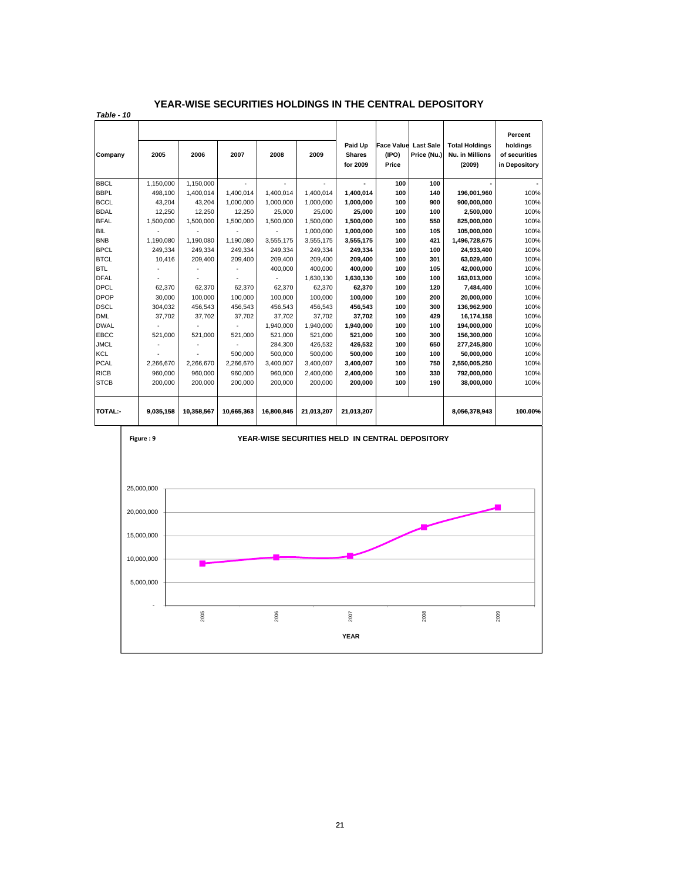## YEAR-WISE SECURITIES HOLDINGS IN THE CENTRAL DEPOSITORY

*Table - 10*

| Company | 2005 | 2006 | 2007 | 2008 | 2009 | Paid Up Shares for 2009 | Face Value (IPO) Price | Last Sale Price (Nu.) | Total Holdings Nu. in Millions (2009) | Percent holdings of securities in Depository |
|---|---|---|---|---|---|---|---|---|---|---|
| BBCL | 1,150,000 | 1,150,000 | - | - | - | - | 100 | 100 | - | - |
| BBPL | 498,100 | 1,400,014 | 1,400,014 | 1,400,014 | 1,400,014 | **1,400,014** | **100** | **140** | **196,001,960** | 100% |
| BCCL | 43,204 | 43,204 | 1,000,000 | 1,000,000 | 1,000,000 | **1,000,000** | **100** | **900** | **900,000,000** | 100% |
| BDAL | 12,250 | 12,250 | 12,250 | 25,000 | 25,000 | **25,000** | **100** | **100** | **2,500,000** | 100% |
| BFAL | 1,500,000 | 1,500,000 | 1,500,000 | 1,500,000 | 1,500,000 | **1,500,000** | **100** | **550** | **825,000,000** | 100% |
| BIL | - | - | - | - | 1,000,000 | **1,000,000** | **100** | **105** | **105,000,000** | 100% |
| BNB | 1,190,080 | 1,190,080 | 1,190,080 | 3,555,175 | 3,555,175 | **3,555,175** | **100** | **421** | **1,496,728,675** | 100% |
| BPCL | 249,334 | 249,334 | 249,334 | 249,334 | 249,334 | **249,334** | **100** | **100** | **24,933,400** | 100% |
| BTCL | 10,416 | 209,400 | 209,400 | 209,400 | 209,400 | **209,400** | **100** | **301** | **63,029,400** | 100% |
| BTL | - | - | - | 400,000 | 400,000 | **400,000** | **100** | **105** | **42,000,000** | 100% |
| DFAL | - | - | - | - | 1,630,130 | **1,630,130** | **100** | **100** | **163,013,000** | 100% |
| DPCL | 62,370 | 62,370 | 62,370 | 62,370 | 62,370 | **62,370** | **100** | **120** | **7,484,400** | 100% |
| DPOP | 30,000 | 100,000 | 100,000 | 100,000 | 100,000 | **100,000** | **100** | **200** | **20,000,000** | 100% |
| DSCL | 304,032 | 456,543 | 456,543 | 456,543 | 456,543 | **456,543** | **100** | **300** | **136,962,900** | 100% |
| DML | 37,702 | 37,702 | 37,702 | 37,702 | 37,702 | **37,702** | **100** | **429** | **16,174,158** | 100% |
| DWAL | - | - | - | 1,940,000 | 1,940,000 | **1,940,000** | **100** | **100** | **194,000,000** | 100% |
| EBCC | 521,000 | 521,000 | 521,000 | 521,000 | 521,000 | **521,000** | **100** | **300** | **156,300,000** | 100% |
| JMCL | - | - | - | 284,300 | 426,532 | **426,532** | **100** | **650** | **277,245,800** | 100% |
| KCL | - | - | 500,000 | 500,000 | 500,000 | **500,000** | **100** | **100** | **50,000,000** | 100% |
| PCAL | 2,266,670 | 2,266,670 | 2,266,670 | 3,400,007 | 3,400,007 | **3,400,007** | **100** | **750** | **2,550,005,250** | 100% |
| RICB | 960,000 | 960,000 | 960,000 | 960,000 | 2,400,000 | **2,400,000** | **100** | **330** | **792,000,000** | 100% |
| STCB | 200,000 | 200,000 | 200,000 | 200,000 | 200,000 | **200,000** | **100** | **190** | **38,000,000** | 100% |
| **TOTAL:-** | **9,035,158** | **10,358,567** | **10,665,363** | **16,800,845** | **21,013,207** | **21,013,207** | | | **8,056,378,943** | **100.00%** |

**Figure : 9** YEAR-WISE SECURITIES HELD IN CENTRAL DEPOSITORY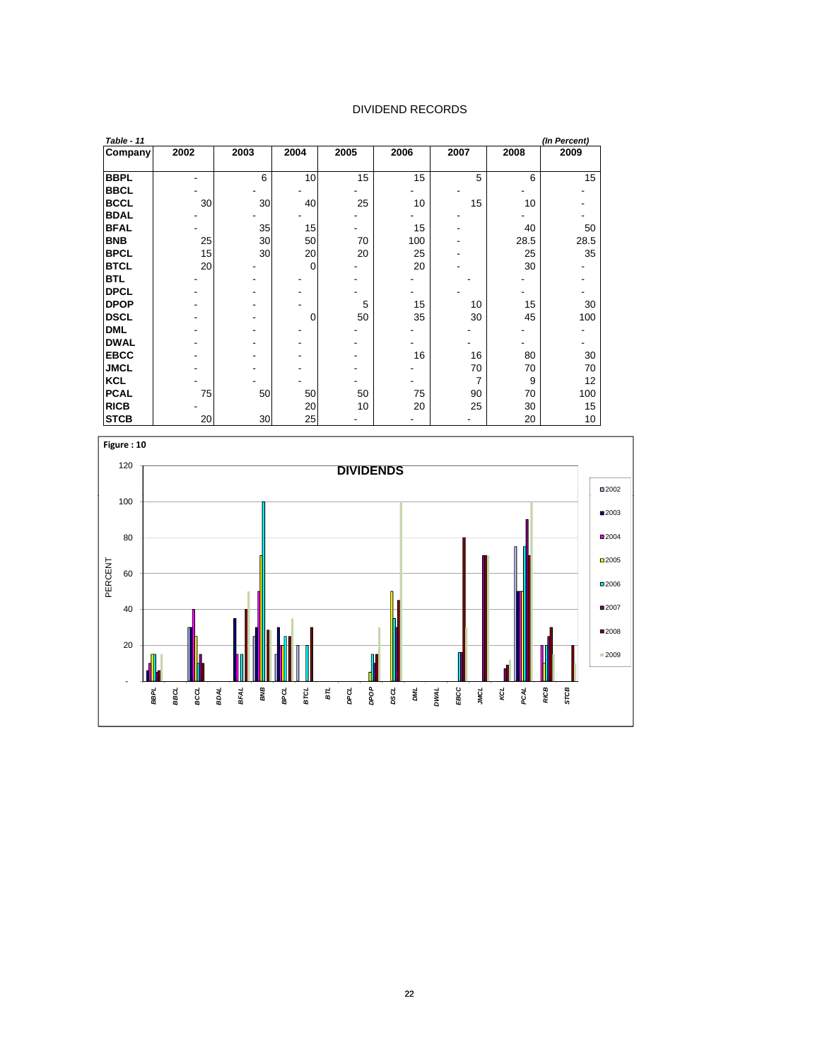# DIVIDEND RECORDS

*Table - 11* *(In Percent)*

| Company | 2002 | 2003 | 2004 | 2005 | 2006 | 2007 | 2008 | 2009 |
|---|---|---|---|---|---|---|---|---|
| **BBPL** | - | 6 | 10 | 15 | 15 | 5 | 6 | 15 |
| **BBCL** | - | - | - | - | - | - | - | - |
| **BCCL** | 30 | 30 | 40 | 25 | 10 | 15 | 10 | - |
| **BDAL** | - | - | - | - | - | - | - | - |
| **BFAL** | - | 35 | 15 | - | 15 | - | 40 | 50 |
| **BNB** | 25 | 30 | 50 | 70 | 100 | - | 28.5 | 28.5 |
| **BPCL** | 15 | 30 | 20 | 20 | 25 | - | 25 | 35 |
| **BTCL** | 20 | - | 0 | - | 20 | - | 30 | - |
| **BTL** | - | - | - | - | - | - | - | - |
| **DPCL** | - | - | - | - | - | - | - | - |
| **DPOP** | - | - | - | 5 | 15 | 10 | 15 | 30 |
| **DSCL** | - | - | 0 | 50 | 35 | 30 | 45 | 100 |
| **DML** | - | - | - | - | - | - | - | - |
| **DWAL** | - | - | - | - | - | - | - | - |
| **EBCC** | - | - | - | - | 16 | 16 | 80 | 30 |
| **JMCL** | - | - | - | - | - | 70 | 70 | 70 |
| **KCL** | - | - | - | - | - | 7 | 9 | 12 |
| **PCAL** | 75 | 50 | 50 | 50 | 75 | 90 | 70 | 100 |
| **RICB** | - | | 20 | 10 | 20 | 25 | 30 | 15 |
| **STCB** | 20 | 30 | 25 | - | - | - | 20 | 10 |

**Figure : 10**

DIVIDENDS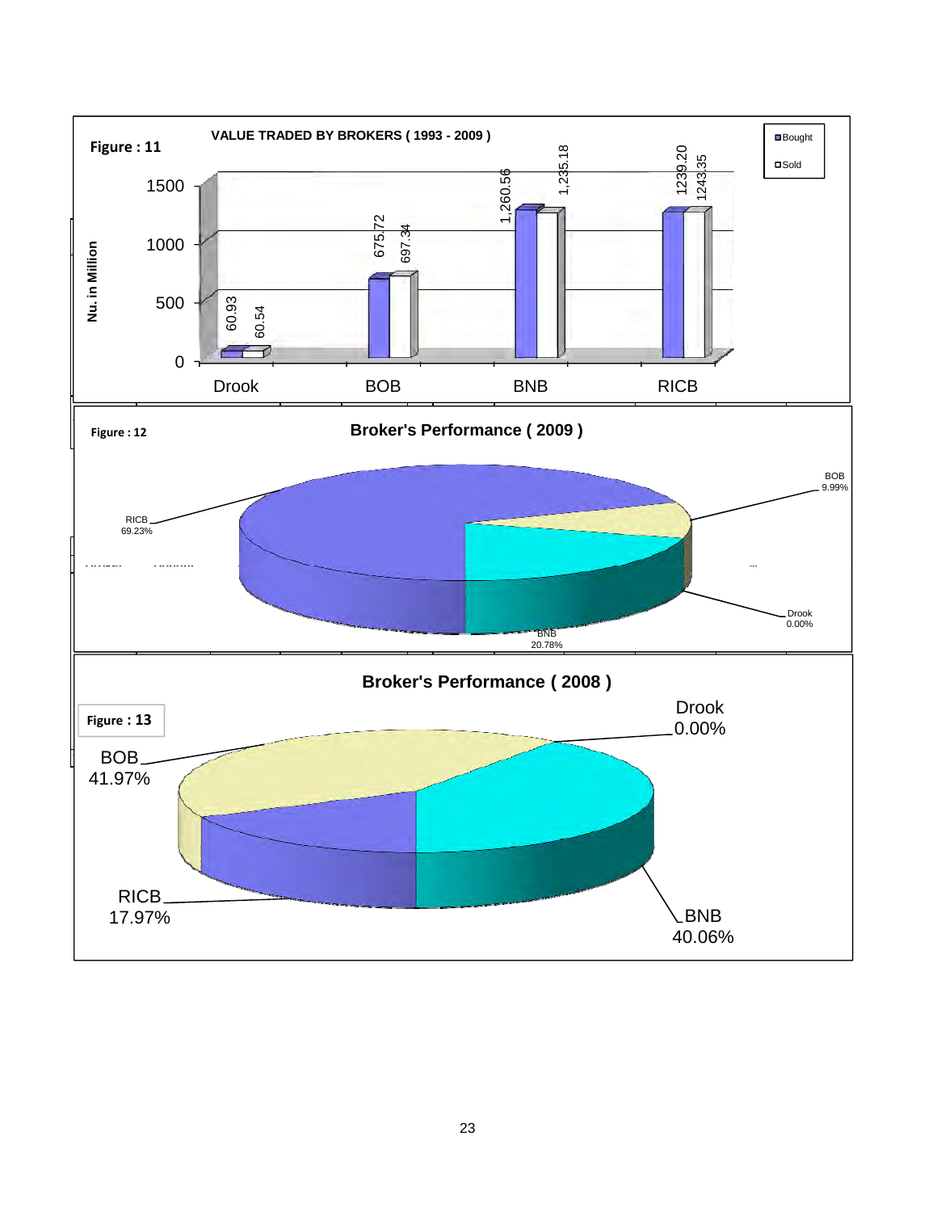**Figure : 11**

**VALUE TRADED BY BROKERS ( 1993 - 2009 )**

| Broker | Bought | Sold |
|---|---|---|
| Drook | 60.93 | 60.54 |
| BOB | 675.72 | 697.34 |
| BNB | 1,260.56 | 1,235.18 |
| RICB | 1239.20 | 1243.35 |

Nu. in Million

**Figure : 12**

**Broker's Performance ( 2009 )**

| Broker | Share |
|---|---|
| RICB | 69.23% |
| BOB | 9.99% |
| Drook | 0.00% |
| BNB | 20.78% |

**Figure : 13**

**Broker's Performance ( 2008 )**

| Broker | Share |
|---|---|
| BOB | 41.97% |
| Drook | 0.00% |
| RICB | 17.97% |
| BNB | 40.06% |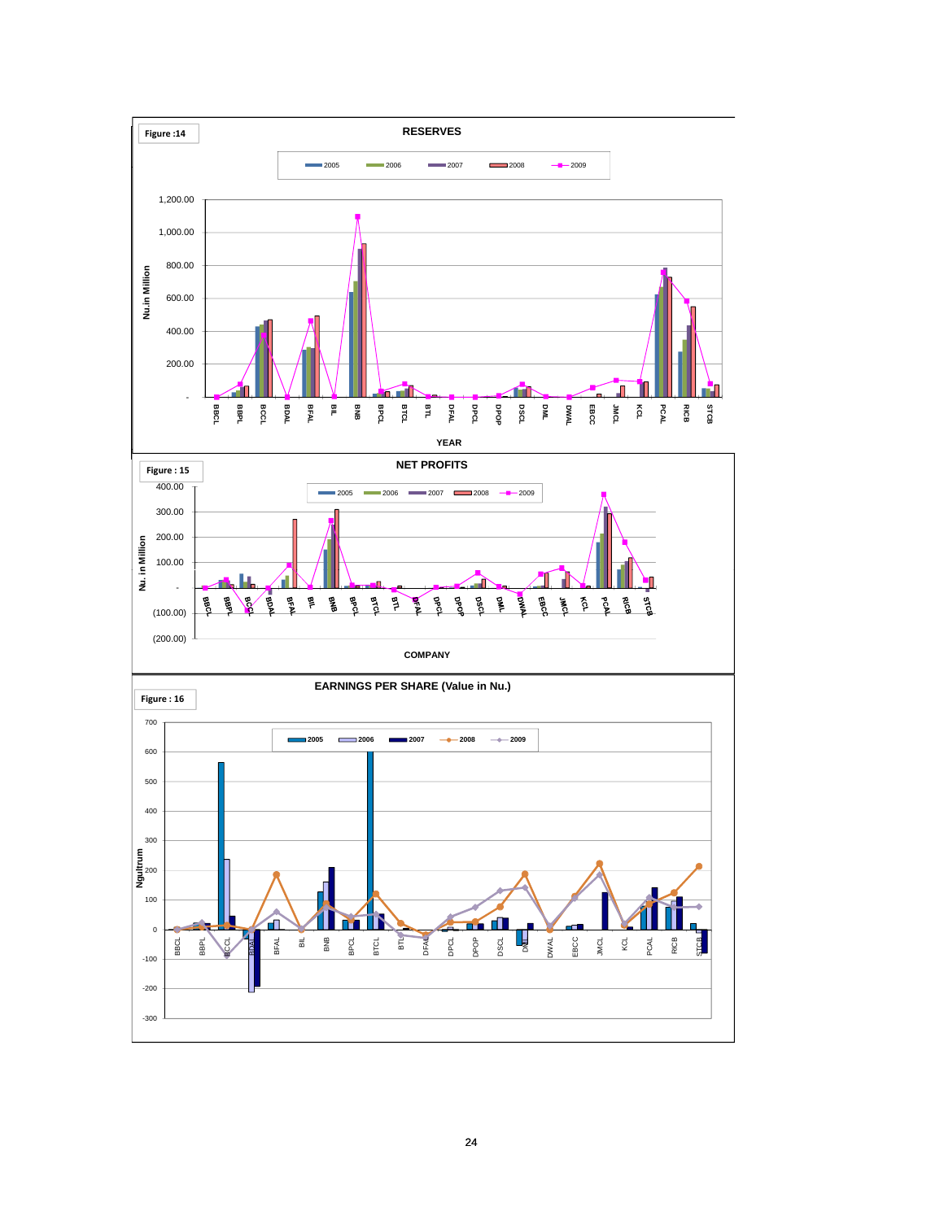**Figure :14**

## RESERVES

Legend: 2005, 2006, 2007, 2008, 2009

Nu.in Million

1,200.00
1,000.00
800.00
600.00
400.00
200.00
-

BBCL BBPL BCCL BDAL BFAL BIL BNB BPCL BTCL BTL DFAL DPCL DPOP DSCL DML DWAL EBCC JMCL KCL PCAL RICB STCB

YEAR

**Figure : 15**

## NET PROFITS

Legend: 2005, 2006, 2007, 2008, 2009

Nu. in Million

400.00
300.00
200.00
100.00
-
(100.00)
(200.00)

BBCL BBPL BCCL BDAL BFAL BIL BNB BPCL BTCL BTL DFAL DPCL DPOP DSCL DML DWAL EBCC JMCL KCL PCAL RICB STCB

COMPANY

**Figure : 16**

## EARNINGS PER SHARE (Value in Nu.)

Legend: 2005, 2006, 2007, 2008, 2009

Ngultrum

700
600
500
400
300
200
100
0
-100
-200
-300

BBCL BBPL BCCL BDAL BFAL BIL BNB BPCL BTCL BTL DFAL DPCL DPOP DSCL DML DWAL EBCC JMCL KCL PCAL RICB STCB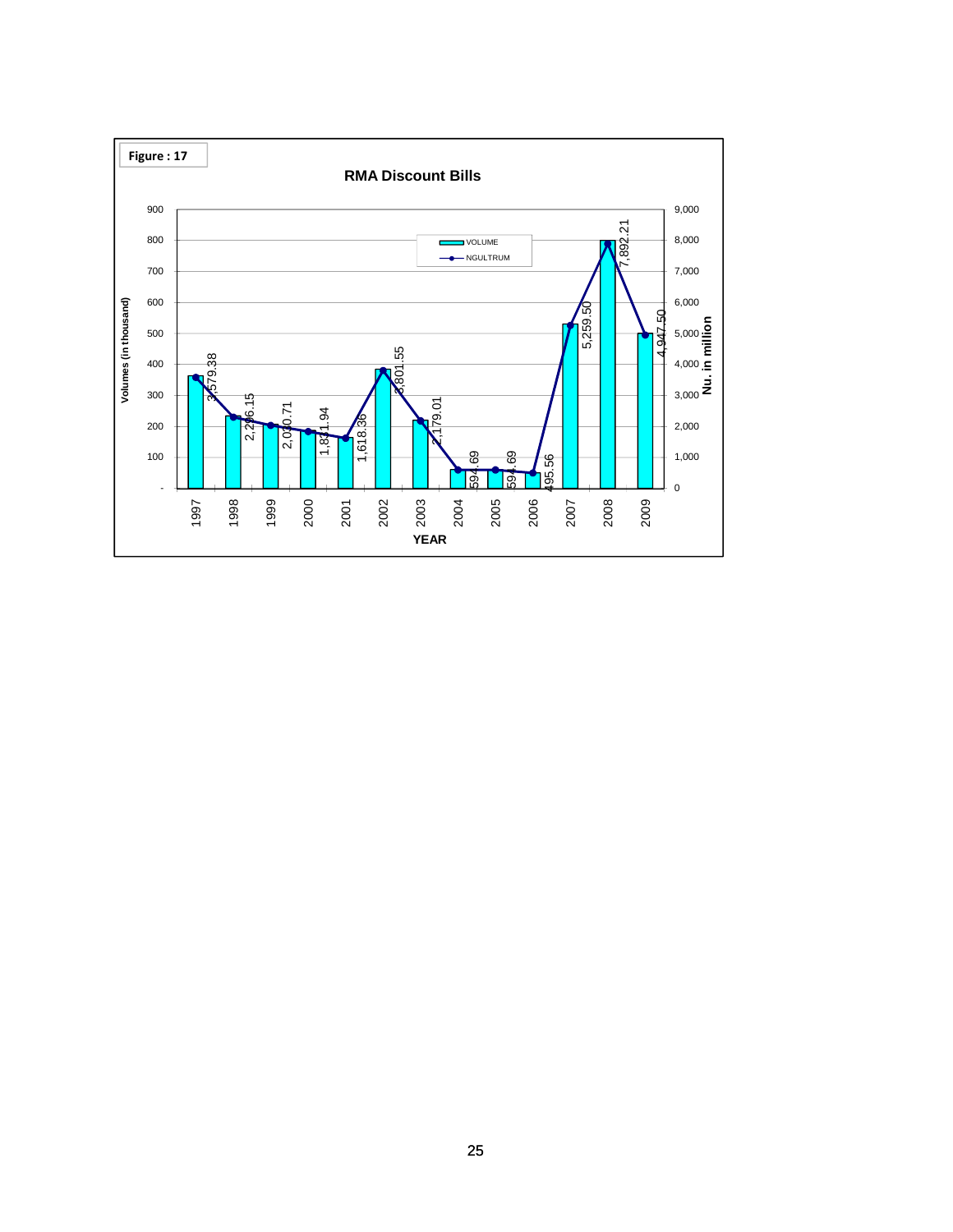**Figure : 17**

## RMA Discount Bills

| YEAR | NGULTRUM (Nu. in million) |
|---|---|
| 1997 | 3,579.38 |
| 1998 | 2,2?6.15 |
| 1999 | 2,0?0.71 |
| 2000 | 1,8?1.94 |
| 2001 | 1,618.36 |
| 2002 | 3,801.55 |
| 2003 | 2,179.01 |
| 2004 | 594.69 |
| 2005 | 59?.69 |
| 2006 | 495.56 |
| 2007 | 5,259.50 |
| 2008 | 7,892.21 |
| 2009 | 4,947.50 |

Legend: VOLUME; NGULTRUM

Left axis: Volumes (in thousand); Right axis: Nu. in million; Horizontal axis: YEAR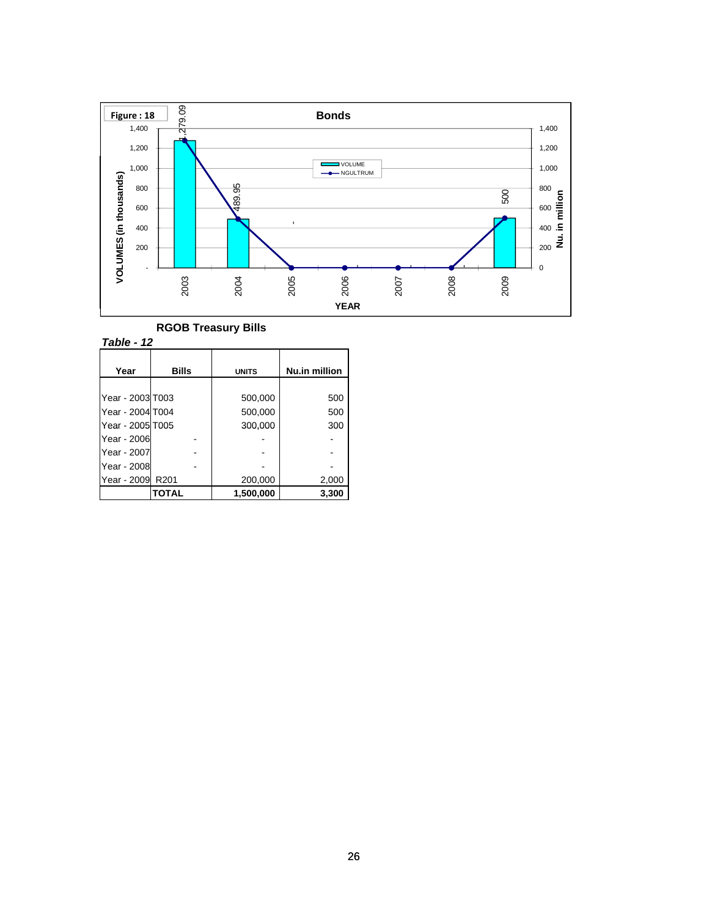Figure : 18

**Bonds**

| YEAR | VOLUME (in thousands) | NGULTRUM (Nu. in million) |
|---|---|---|
| 2003 | 1,279.09 | 1,279.09 |
| 2004 | 489.95 | 489.95 |
| 2005 | - | 0 |
| 2006 | - | 0 |
| 2007 | - | 0 |
| 2008 | - | 0 |
| 2009 | 500 | 500 |

**RGOB Treasury Bills**

***Table - 12***

| Year | Bills | UNITS | Nu.in million |
|---|---|---|---|
| Year - 2003 | T003 | 500,000 | 500 |
| Year - 2004 | T004 | 500,000 | 500 |
| Year - 2005 | T005 | 300,000 | 300 |
| Year - 2006 | - | - | - |
| Year - 2007 | - | - | - |
| Year - 2008 | - | - | - |
| Year - 2009 | R201 | 200,000 | 2,000 |
| | **TOTAL** | **1,500,000** | **3,300** |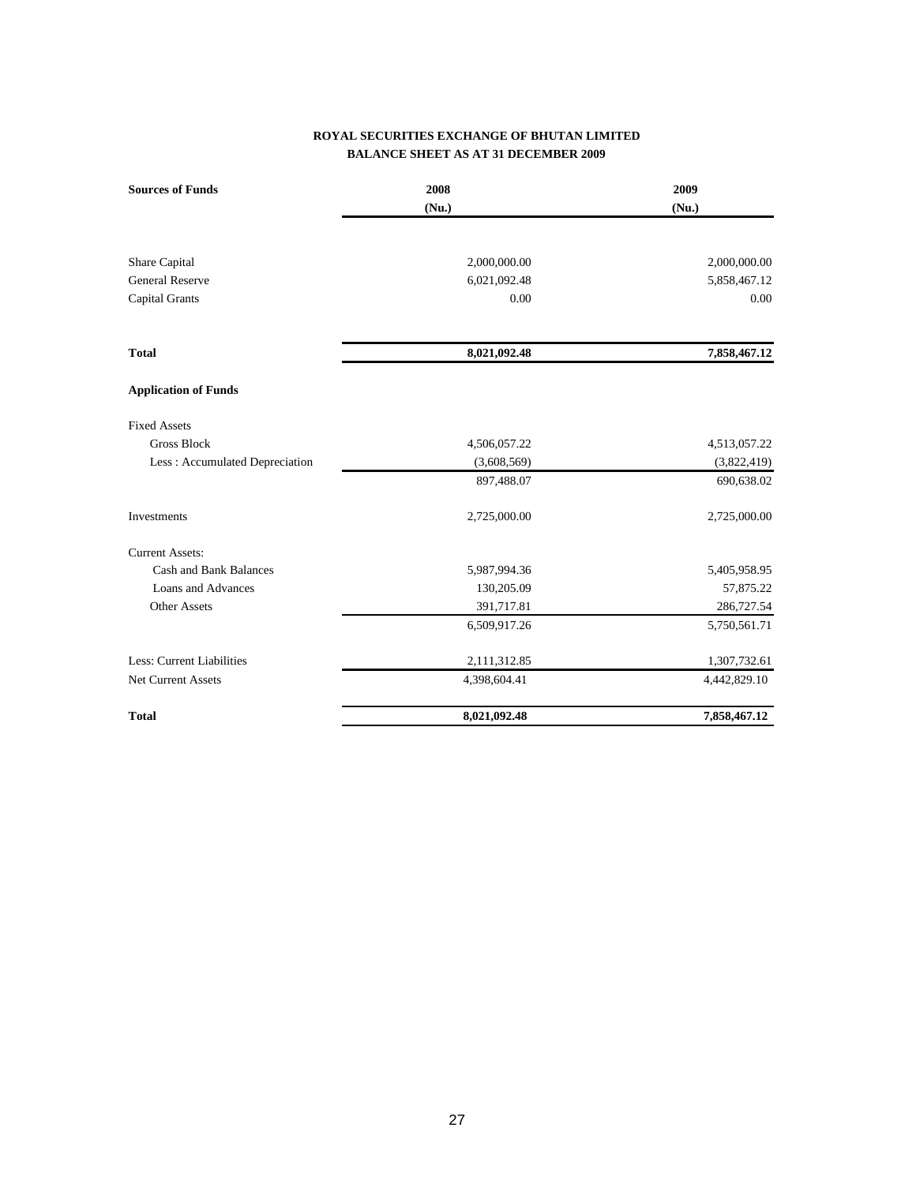**ROYAL SECURITIES EXCHANGE OF BHUTAN LIMITED**
**BALANCE SHEET AS AT 31 DECEMBER 2009**

| **Sources of Funds** | **2008 (Nu.)** | **2009 (Nu.)** |
|---|---|---|
| Share Capital | 2,000,000.00 | 2,000,000.00 |
| General Reserve | 6,021,092.48 | 5,858,467.12 |
| Capital Grants | 0.00 | 0.00 |
| **Total** | **8,021,092.48** | **7,858,467.12** |
| **Application of Funds** | | |
| Fixed Assets | | |
| Gross Block | 4,506,057.22 | 4,513,057.22 |
| Less : Accumulated Depreciation | (3,608,569) | (3,822,419) |
| | 897,488.07 | 690,638.02 |
| Investments | 2,725,000.00 | 2,725,000.00 |
| Current Assets: | | |
| Cash and Bank Balances | 5,987,994.36 | 5,405,958.95 |
| Loans and Advances | 130,205.09 | 57,875.22 |
| Other Assets | 391,717.81 | 286,727.54 |
| | 6,509,917.26 | 5,750,561.71 |
| Less: Current Liabilities | 2,111,312.85 | 1,307,732.61 |
| Net Current Assets | 4,398,604.41 | 4,442,829.10 |
| **Total** | **8,021,092.48** | **7,858,467.12** |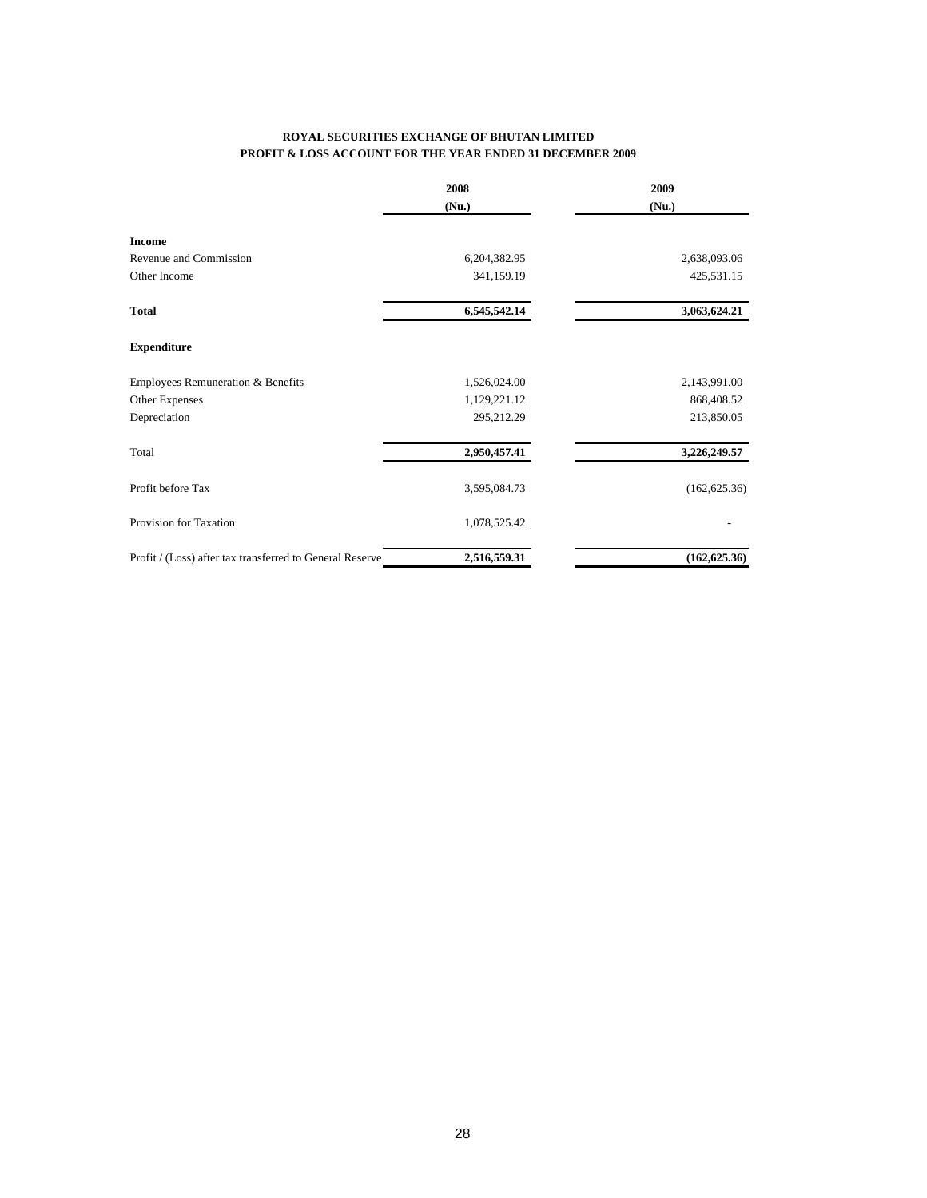**ROYAL SECURITIES EXCHANGE OF BHUTAN LIMITED**
**PROFIT & LOSS ACCOUNT FOR THE YEAR ENDED 31 DECEMBER 2009**

| | 2008 (Nu.) | 2009 (Nu.) |
|---|---|---|
| **Income** | | |
| Revenue and Commission | 6,204,382.95 | 2,638,093.06 |
| Other Income | 341,159.19 | 425,531.15 |
| **Total** | **6,545,542.14** | **3,063,624.21** |
| **Expenditure** | | |
| Employees Remuneration & Benefits | 1,526,024.00 | 2,143,991.00 |
| Other Expenses | 1,129,221.12 | 868,408.52 |
| Depreciation | 295,212.29 | 213,850.05 |
| Total | **2,950,457.41** | **3,226,249.57** |
| Profit before Tax | 3,595,084.73 | (162,625.36) |
| Provision for Taxation | 1,078,525.42 | - |
| Profit / (Loss) after tax transferred to General Reserve | **2,516,559.31** | **(162,625.36)** |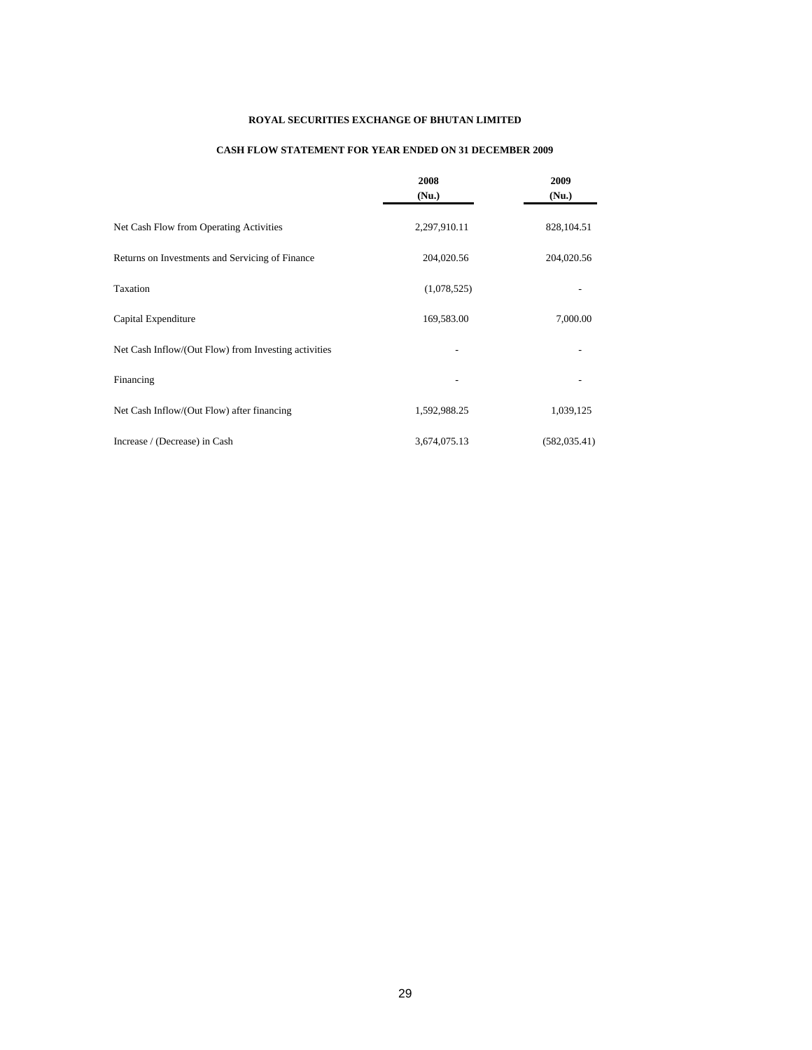**ROYAL SECURITIES EXCHANGE OF BHUTAN LIMITED**

**CASH FLOW STATEMENT FOR YEAR ENDED ON 31 DECEMBER 2009**

| | **2008 (Nu.)** | **2009 (Nu.)** |
|---|---|---|
| Net Cash Flow from Operating Activities | 2,297,910.11 | 828,104.51 |
| Returns on Investments and Servicing of Finance | 204,020.56 | 204,020.56 |
| Taxation | (1,078,525) | - |
| Capital Expenditure | 169,583.00 | 7,000.00 |
| Net Cash Inflow/(Out Flow) from Investing activities | - | - |
| Financing | - | - |
| Net Cash Inflow/(Out Flow) after financing | 1,592,988.25 | 1,039,125 |
| Increase / (Decrease) in Cash | 3,674,075.13 | (582,035.41) |